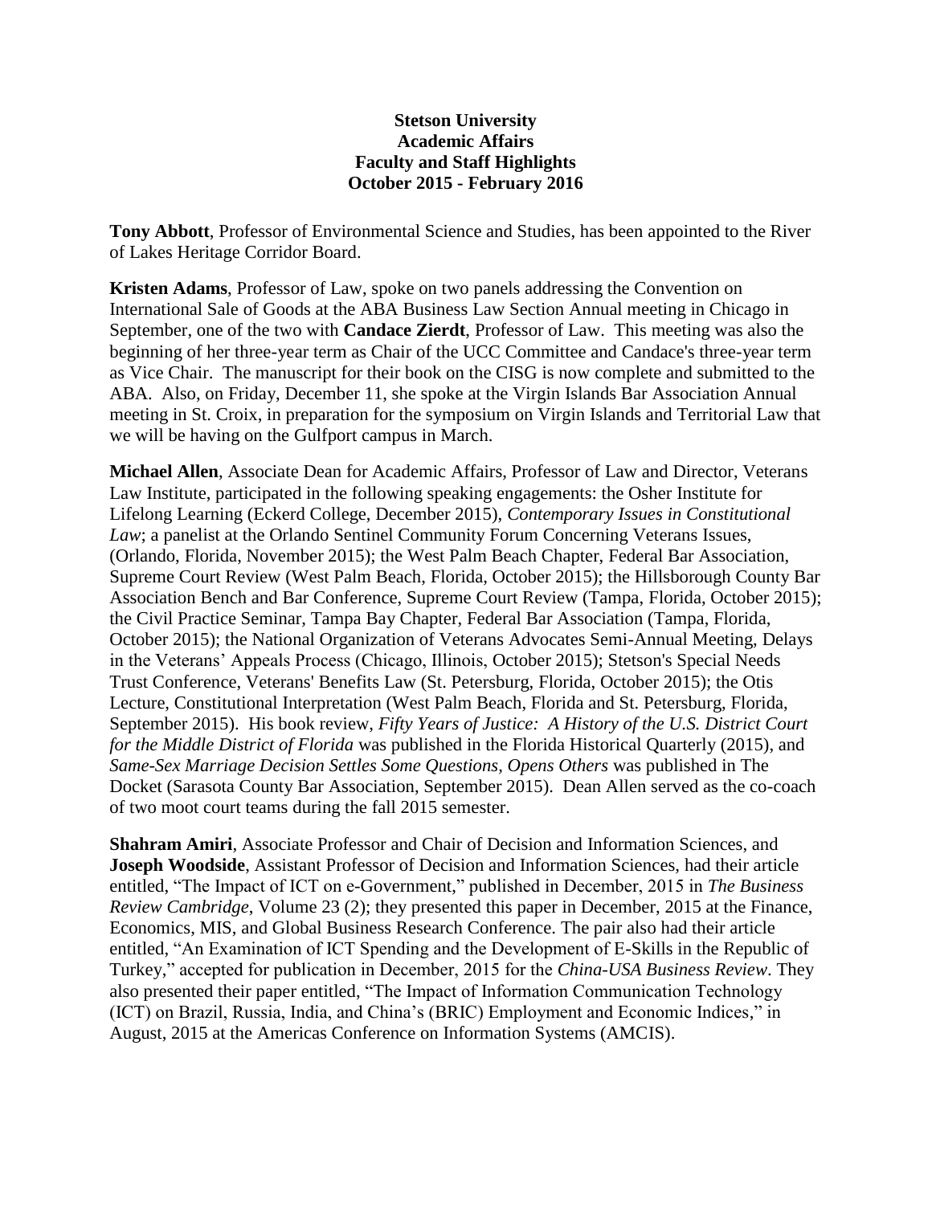# Stetson University
## Academic Affairs
## Faculty and Staff Highlights
## October 2015 - February 2016

**Tony Abbott**, Professor of Environmental Science and Studies, has been appointed to the River of Lakes Heritage Corridor Board.

**Kristen Adams**, Professor of Law, spoke on two panels addressing the Convention on International Sale of Goods at the ABA Business Law Section Annual meeting in Chicago in September, one of the two with **Candace Zierdt**, Professor of Law. This meeting was also the beginning of her three-year term as Chair of the UCC Committee and Candace's three-year term as Vice Chair. The manuscript for their book on the CISG is now complete and submitted to the ABA. Also, on Friday, December 11, she spoke at the Virgin Islands Bar Association Annual meeting in St. Croix, in preparation for the symposium on Virgin Islands and Territorial Law that we will be having on the Gulfport campus in March.

**Michael Allen**, Associate Dean for Academic Affairs, Professor of Law and Director, Veterans Law Institute, participated in the following speaking engagements: the Osher Institute for Lifelong Learning (Eckerd College, December 2015), *Contemporary Issues in Constitutional Law*; a panelist at the Orlando Sentinel Community Forum Concerning Veterans Issues, (Orlando, Florida, November 2015); the West Palm Beach Chapter, Federal Bar Association, Supreme Court Review (West Palm Beach, Florida, October 2015); the Hillsborough County Bar Association Bench and Bar Conference, Supreme Court Review (Tampa, Florida, October 2015); the Civil Practice Seminar, Tampa Bay Chapter, Federal Bar Association (Tampa, Florida, October 2015); the National Organization of Veterans Advocates Semi-Annual Meeting, Delays in the Veterans' Appeals Process (Chicago, Illinois, October 2015); Stetson's Special Needs Trust Conference, Veterans' Benefits Law (St. Petersburg, Florida, October 2015); the Otis Lecture, Constitutional Interpretation (West Palm Beach, Florida and St. Petersburg, Florida, September 2015). His book review, *Fifty Years of Justice: A History of the U.S. District Court for the Middle District of Florida* was published in the Florida Historical Quarterly (2015), and *Same-Sex Marriage Decision Settles Some Questions, Opens Others* was published in The Docket (Sarasota County Bar Association, September 2015). Dean Allen served as the co-coach of two moot court teams during the fall 2015 semester.

**Shahram Amiri**, Associate Professor and Chair of Decision and Information Sciences, and **Joseph Woodside**, Assistant Professor of Decision and Information Sciences, had their article entitled, "The Impact of ICT on e-Government," published in December, 2015 in *The Business Review Cambridge*, Volume 23 (2); they presented this paper in December, 2015 at the Finance, Economics, MIS, and Global Business Research Conference. The pair also had their article entitled, "An Examination of ICT Spending and the Development of E-Skills in the Republic of Turkey," accepted for publication in December, 2015 for the *China-USA Business Review*. They also presented their paper entitled, "The Impact of Information Communication Technology (ICT) on Brazil, Russia, India, and China's (BRIC) Employment and Economic Indices," in August, 2015 at the Americas Conference on Information Systems (AMCIS).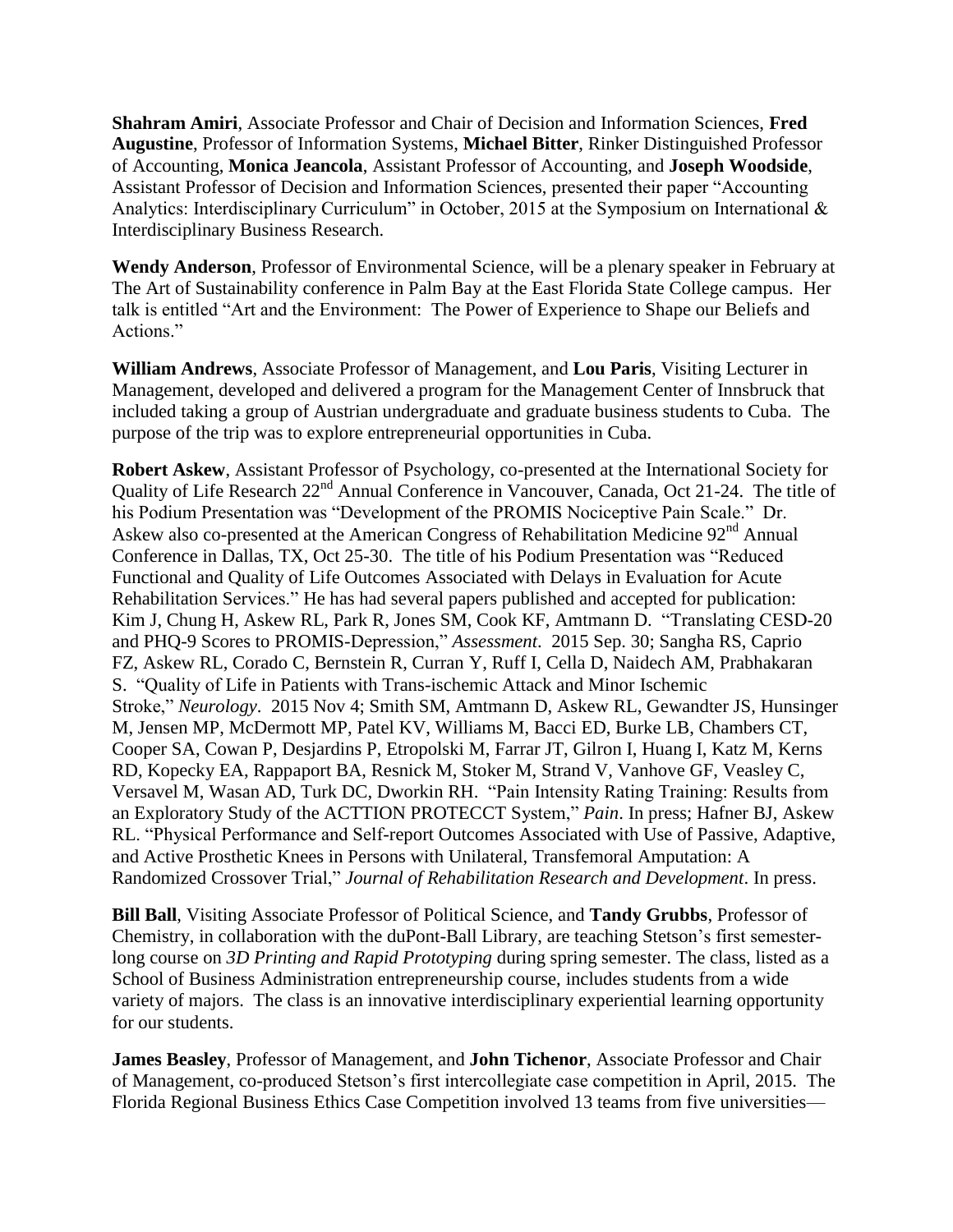**Shahram Amiri**, Associate Professor and Chair of Decision and Information Sciences, **Fred Augustine**, Professor of Information Systems, **Michael Bitter**, Rinker Distinguished Professor of Accounting, **Monica Jeancola**, Assistant Professor of Accounting, and **Joseph Woodside**, Assistant Professor of Decision and Information Sciences, presented their paper "Accounting Analytics: Interdisciplinary Curriculum" in October, 2015 at the Symposium on International & Interdisciplinary Business Research.

**Wendy Anderson**, Professor of Environmental Science, will be a plenary speaker in February at The Art of Sustainability conference in Palm Bay at the East Florida State College campus. Her talk is entitled "Art and the Environment: The Power of Experience to Shape our Beliefs and Actions."

**William Andrews**, Associate Professor of Management, and **Lou Paris**, Visiting Lecturer in Management, developed and delivered a program for the Management Center of Innsbruck that included taking a group of Austrian undergraduate and graduate business students to Cuba. The purpose of the trip was to explore entrepreneurial opportunities in Cuba.

**Robert Askew**, Assistant Professor of Psychology, co-presented at the International Society for Quality of Life Research 22nd Annual Conference in Vancouver, Canada, Oct 21-24. The title of his Podium Presentation was "Development of the PROMIS Nociceptive Pain Scale." Dr. Askew also co-presented at the American Congress of Rehabilitation Medicine 92nd Annual Conference in Dallas, TX, Oct 25-30. The title of his Podium Presentation was "Reduced Functional and Quality of Life Outcomes Associated with Delays in Evaluation for Acute Rehabilitation Services." He has had several papers published and accepted for publication: Kim J, Chung H, Askew RL, Park R, Jones SM, Cook KF, Amtmann D. "Translating CESD-20 and PHQ-9 Scores to PROMIS-Depression," *Assessment*. 2015 Sep. 30; Sangha RS, Caprio FZ, Askew RL, Corado C, Bernstein R, Curran Y, Ruff I, Cella D, Naidech AM, Prabhakaran S. "Quality of Life in Patients with Trans-ischemic Attack and Minor Ischemic Stroke," *Neurology*. 2015 Nov 4; Smith SM, Amtmann D, Askew RL, Gewandter JS, Hunsinger M, Jensen MP, McDermott MP, Patel KV, Williams M, Bacci ED, Burke LB, Chambers CT, Cooper SA, Cowan P, Desjardins P, Etropolski M, Farrar JT, Gilron I, Huang I, Katz M, Kerns RD, Kopecky EA, Rappaport BA, Resnick M, Stoker M, Strand V, Vanhove GF, Veasley C, Versavel M, Wasan AD, Turk DC, Dworkin RH. "Pain Intensity Rating Training: Results from an Exploratory Study of the ACTTION PROTECCT System," *Pain*. In press; Hafner BJ, Askew RL. "Physical Performance and Self-report Outcomes Associated with Use of Passive, Adaptive, and Active Prosthetic Knees in Persons with Unilateral, Transfemoral Amputation: A Randomized Crossover Trial," *Journal of Rehabilitation Research and Development*. In press.

**Bill Ball**, Visiting Associate Professor of Political Science, and **Tandy Grubbs**, Professor of Chemistry, in collaboration with the duPont-Ball Library, are teaching Stetson's first semester-long course on *3D Printing and Rapid Prototyping* during spring semester. The class, listed as a School of Business Administration entrepreneurship course, includes students from a wide variety of majors. The class is an innovative interdisciplinary experiential learning opportunity for our students.

**James Beasley**, Professor of Management, and **John Tichenor**, Associate Professor and Chair of Management, co-produced Stetson's first intercollegiate case competition in April, 2015. The Florida Regional Business Ethics Case Competition involved 13 teams from five universities—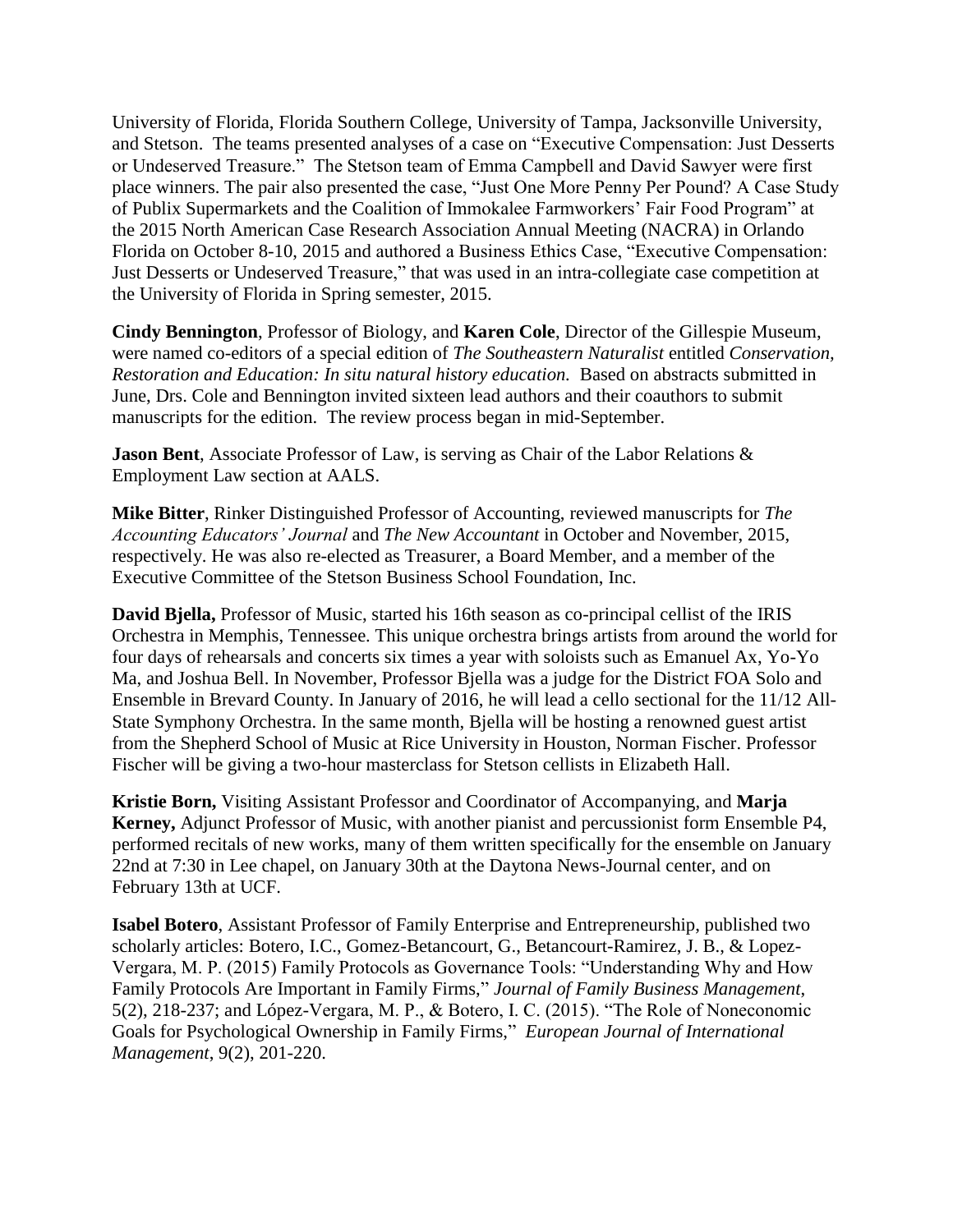University of Florida, Florida Southern College, University of Tampa, Jacksonville University, and Stetson. The teams presented analyses of a case on "Executive Compensation: Just Desserts or Undeserved Treasure." The Stetson team of Emma Campbell and David Sawyer were first place winners. The pair also presented the case, "Just One More Penny Per Pound? A Case Study of Publix Supermarkets and the Coalition of Immokalee Farmworkers' Fair Food Program" at the 2015 North American Case Research Association Annual Meeting (NACRA) in Orlando Florida on October 8-10, 2015 and authored a Business Ethics Case, "Executive Compensation: Just Desserts or Undeserved Treasure," that was used in an intra-collegiate case competition at the University of Florida in Spring semester, 2015.

**Cindy Bennington**, Professor of Biology, and **Karen Cole**, Director of the Gillespie Museum, were named co-editors of a special edition of *The Southeastern Naturalist* entitled *Conservation, Restoration and Education: In situ natural history education.* Based on abstracts submitted in June, Drs. Cole and Bennington invited sixteen lead authors and their coauthors to submit manuscripts for the edition. The review process began in mid-September.

**Jason Bent**, Associate Professor of Law, is serving as Chair of the Labor Relations & Employment Law section at AALS.

**Mike Bitter**, Rinker Distinguished Professor of Accounting, reviewed manuscripts for *The Accounting Educators' Journal* and *The New Accountant* in October and November, 2015, respectively. He was also re-elected as Treasurer, a Board Member, and a member of the Executive Committee of the Stetson Business School Foundation, Inc.

**David Bjella,** Professor of Music, started his 16th season as co-principal cellist of the IRIS Orchestra in Memphis, Tennessee. This unique orchestra brings artists from around the world for four days of rehearsals and concerts six times a year with soloists such as Emanuel Ax, Yo-Yo Ma, and Joshua Bell. In November, Professor Bjella was a judge for the District FOA Solo and Ensemble in Brevard County. In January of 2016, he will lead a cello sectional for the 11/12 All-State Symphony Orchestra. In the same month, Bjella will be hosting a renowned guest artist from the Shepherd School of Music at Rice University in Houston, Norman Fischer. Professor Fischer will be giving a two-hour masterclass for Stetson cellists in Elizabeth Hall.

**Kristie Born,** Visiting Assistant Professor and Coordinator of Accompanying, and **Marja Kerney,** Adjunct Professor of Music, with another pianist and percussionist form Ensemble P4, performed recitals of new works, many of them written specifically for the ensemble on January 22nd at 7:30 in Lee chapel, on January 30th at the Daytona News-Journal center, and on February 13th at UCF.

**Isabel Botero**, Assistant Professor of Family Enterprise and Entrepreneurship, published two scholarly articles: Botero, I.C., Gomez-Betancourt, G., Betancourt-Ramirez, J. B., & Lopez-Vergara, M. P. (2015) Family Protocols as Governance Tools: "Understanding Why and How Family Protocols Are Important in Family Firms," *Journal of Family Business Management*, 5(2), 218-237; and López-Vergara, M. P., & Botero, I. C. (2015). "The Role of Noneconomic Goals for Psychological Ownership in Family Firms," *European Journal of International Management*, 9(2), 201-220.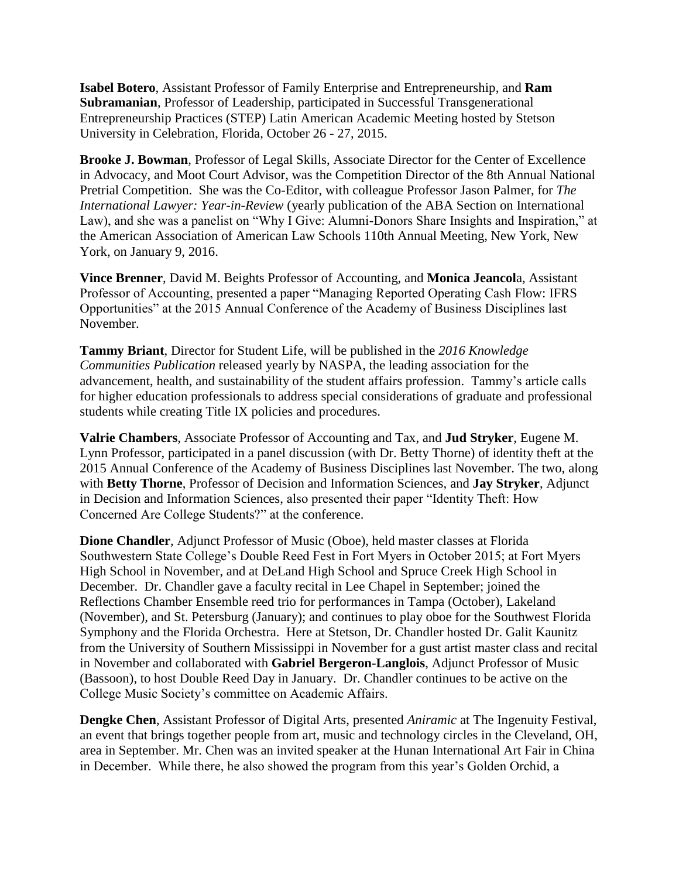**Isabel Botero**, Assistant Professor of Family Enterprise and Entrepreneurship, and **Ram Subramanian**, Professor of Leadership, participated in Successful Transgenerational Entrepreneurship Practices (STEP) Latin American Academic Meeting hosted by Stetson University in Celebration, Florida, October 26 - 27, 2015.

**Brooke J. Bowman**, Professor of Legal Skills, Associate Director for the Center of Excellence in Advocacy, and Moot Court Advisor, was the Competition Director of the 8th Annual National Pretrial Competition. She was the Co-Editor, with colleague Professor Jason Palmer, for *The International Lawyer: Year-in-Review* (yearly publication of the ABA Section on International Law), and she was a panelist on "Why I Give: Alumni-Donors Share Insights and Inspiration," at the American Association of American Law Schools 110th Annual Meeting, New York, New York, on January 9, 2016.

**Vince Brenner**, David M. Beights Professor of Accounting, and **Monica Jeancol**a, Assistant Professor of Accounting, presented a paper "Managing Reported Operating Cash Flow: IFRS Opportunities" at the 2015 Annual Conference of the Academy of Business Disciplines last November.

**Tammy Briant**, Director for Student Life, will be published in the *2016 Knowledge Communities Publication* released yearly by NASPA, the leading association for the advancement, health, and sustainability of the student affairs profession. Tammy's article calls for higher education professionals to address special considerations of graduate and professional students while creating Title IX policies and procedures.

**Valrie Chambers**, Associate Professor of Accounting and Tax, and **Jud Stryker**, Eugene M. Lynn Professor, participated in a panel discussion (with Dr. Betty Thorne) of identity theft at the 2015 Annual Conference of the Academy of Business Disciplines last November. The two, along with **Betty Thorne**, Professor of Decision and Information Sciences, and **Jay Stryker**, Adjunct in Decision and Information Sciences, also presented their paper "Identity Theft: How Concerned Are College Students?" at the conference.

**Dione Chandler**, Adjunct Professor of Music (Oboe), held master classes at Florida Southwestern State College's Double Reed Fest in Fort Myers in October 2015; at Fort Myers High School in November, and at DeLand High School and Spruce Creek High School in December. Dr. Chandler gave a faculty recital in Lee Chapel in September; joined the Reflections Chamber Ensemble reed trio for performances in Tampa (October), Lakeland (November), and St. Petersburg (January); and continues to play oboe for the Southwest Florida Symphony and the Florida Orchestra. Here at Stetson, Dr. Chandler hosted Dr. Galit Kaunitz from the University of Southern Mississippi in November for a gust artist master class and recital in November and collaborated with **Gabriel Bergeron-Langlois**, Adjunct Professor of Music (Bassoon), to host Double Reed Day in January. Dr. Chandler continues to be active on the College Music Society's committee on Academic Affairs.

**Dengke Chen**, Assistant Professor of Digital Arts, presented *Aniramic* at The Ingenuity Festival, an event that brings together people from art, music and technology circles in the Cleveland, OH, area in September. Mr. Chen was an invited speaker at the Hunan International Art Fair in China in December. While there, he also showed the program from this year's Golden Orchid, a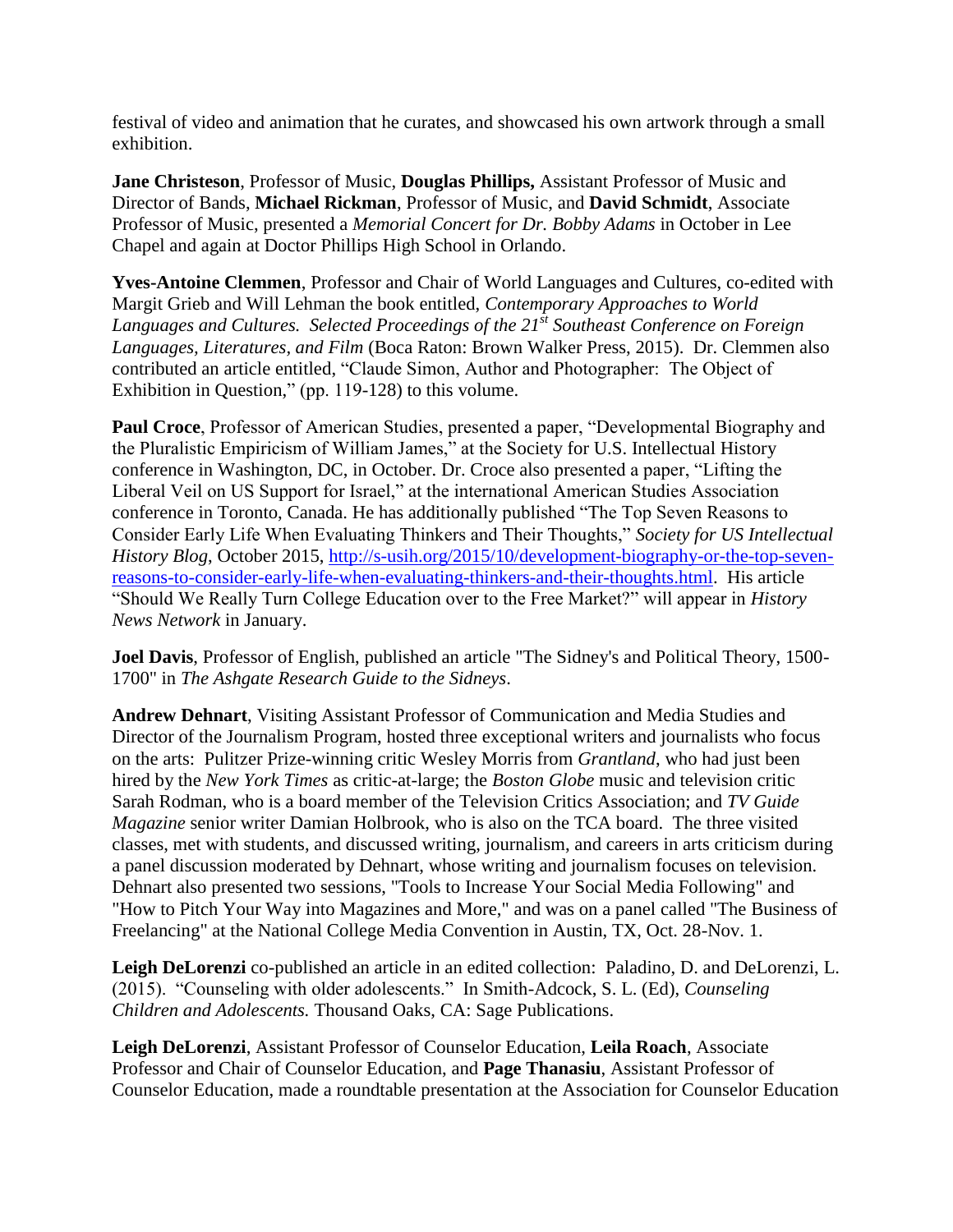festival of video and animation that he curates, and showcased his own artwork through a small exhibition.

**Jane Christeson**, Professor of Music, **Douglas Phillips,** Assistant Professor of Music and Director of Bands, **Michael Rickman**, Professor of Music, and **David Schmidt**, Associate Professor of Music, presented a *Memorial Concert for Dr. Bobby Adams* in October in Lee Chapel and again at Doctor Phillips High School in Orlando.

**Yves-Antoine Clemmen**, Professor and Chair of World Languages and Cultures, co-edited with Margit Grieb and Will Lehman the book entitled, *Contemporary Approaches to World Languages and Cultures. Selected Proceedings of the 21st Southeast Conference on Foreign Languages, Literatures, and Film* (Boca Raton: Brown Walker Press, 2015). Dr. Clemmen also contributed an article entitled, "Claude Simon, Author and Photographer: The Object of Exhibition in Question," (pp. 119-128) to this volume.

**Paul Croce**, Professor of American Studies, presented a paper, "Developmental Biography and the Pluralistic Empiricism of William James," at the Society for U.S. Intellectual History conference in Washington, DC, in October. Dr. Croce also presented a paper, "Lifting the Liberal Veil on US Support for Israel," at the international American Studies Association conference in Toronto, Canada. He has additionally published "The Top Seven Reasons to Consider Early Life When Evaluating Thinkers and Their Thoughts," *Society for US Intellectual History Blog*, October 2015, http://s-usih.org/2015/10/development-biography-or-the-top-seven-reasons-to-consider-early-life-when-evaluating-thinkers-and-their-thoughts.html. His article "Should We Really Turn College Education over to the Free Market?" will appear in *History News Network* in January.

**Joel Davis**, Professor of English, published an article "The Sidney's and Political Theory, 1500-1700" in *The Ashgate Research Guide to the Sidneys*.

**Andrew Dehnart**, Visiting Assistant Professor of Communication and Media Studies and Director of the Journalism Program, hosted three exceptional writers and journalists who focus on the arts: Pulitzer Prize-winning critic Wesley Morris from *Grantland*, who had just been hired by the *New York Times* as critic-at-large; the *Boston Globe* music and television critic Sarah Rodman, who is a board member of the Television Critics Association; and *TV Guide Magazine* senior writer Damian Holbrook, who is also on the TCA board. The three visited classes, met with students, and discussed writing, journalism, and careers in arts criticism during a panel discussion moderated by Dehnart, whose writing and journalism focuses on television. Dehnart also presented two sessions, "Tools to Increase Your Social Media Following" and "How to Pitch Your Way into Magazines and More," and was on a panel called "The Business of Freelancing" at the National College Media Convention in Austin, TX, Oct. 28-Nov. 1.

**Leigh DeLorenzi** co-published an article in an edited collection: Paladino, D. and DeLorenzi, L. (2015). "Counseling with older adolescents." In Smith-Adcock, S. L. (Ed), *Counseling Children and Adolescents.* Thousand Oaks, CA: Sage Publications.

**Leigh DeLorenzi**, Assistant Professor of Counselor Education, **Leila Roach**, Associate Professor and Chair of Counselor Education, and **Page Thanasiu**, Assistant Professor of Counselor Education, made a roundtable presentation at the Association for Counselor Education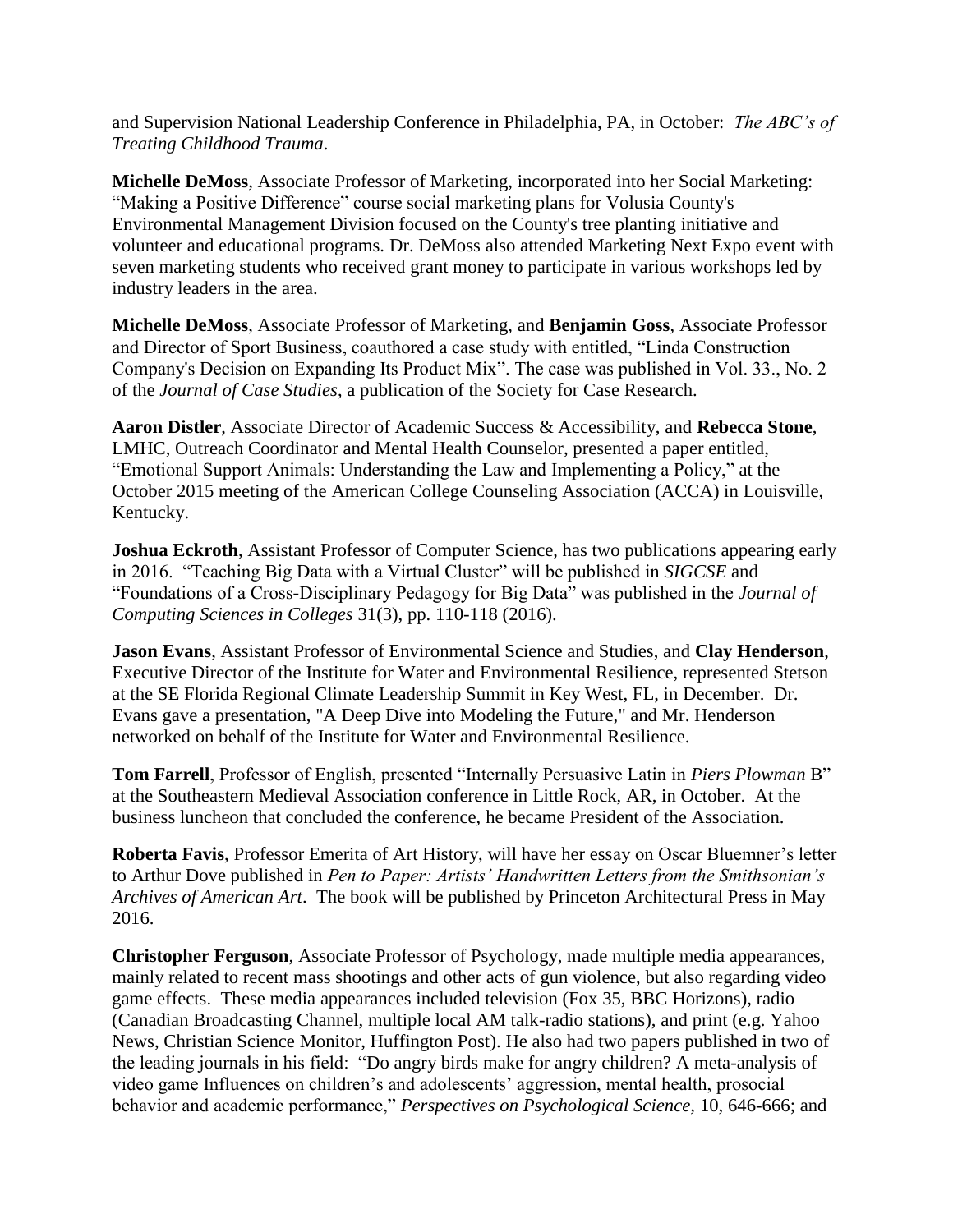and Supervision National Leadership Conference in Philadelphia, PA, in October: *The ABC's of Treating Childhood Trauma*.

**Michelle DeMoss**, Associate Professor of Marketing, incorporated into her Social Marketing: "Making a Positive Difference" course social marketing plans for Volusia County's Environmental Management Division focused on the County's tree planting initiative and volunteer and educational programs. Dr. DeMoss also attended Marketing Next Expo event with seven marketing students who received grant money to participate in various workshops led by industry leaders in the area.

**Michelle DeMoss**, Associate Professor of Marketing, and **Benjamin Goss**, Associate Professor and Director of Sport Business, coauthored a case study with entitled, "Linda Construction Company's Decision on Expanding Its Product Mix". The case was published in Vol. 33., No. 2 of the *Journal of Case Studies*, a publication of the Society for Case Research.

**Aaron Distler**, Associate Director of Academic Success & Accessibility, and **Rebecca Stone**, LMHC, Outreach Coordinator and Mental Health Counselor, presented a paper entitled, "Emotional Support Animals: Understanding the Law and Implementing a Policy," at the October 2015 meeting of the American College Counseling Association (ACCA) in Louisville, Kentucky.

**Joshua Eckroth**, Assistant Professor of Computer Science, has two publications appearing early in 2016. "Teaching Big Data with a Virtual Cluster" will be published in *SIGCSE* and "Foundations of a Cross-Disciplinary Pedagogy for Big Data" was published in the *Journal of Computing Sciences in Colleges* 31(3), pp. 110-118 (2016).

**Jason Evans**, Assistant Professor of Environmental Science and Studies, and **Clay Henderson**, Executive Director of the Institute for Water and Environmental Resilience, represented Stetson at the SE Florida Regional Climate Leadership Summit in Key West, FL, in December. Dr. Evans gave a presentation, "A Deep Dive into Modeling the Future," and Mr. Henderson networked on behalf of the Institute for Water and Environmental Resilience.

**Tom Farrell**, Professor of English, presented "Internally Persuasive Latin in *Piers Plowman* B" at the Southeastern Medieval Association conference in Little Rock, AR, in October. At the business luncheon that concluded the conference, he became President of the Association.

**Roberta Favis**, Professor Emerita of Art History, will have her essay on Oscar Bluemner's letter to Arthur Dove published in *Pen to Paper: Artists' Handwritten Letters from the Smithsonian's Archives of American Art*. The book will be published by Princeton Architectural Press in May 2016.

**Christopher Ferguson**, Associate Professor of Psychology, made multiple media appearances, mainly related to recent mass shootings and other acts of gun violence, but also regarding video game effects. These media appearances included television (Fox 35, BBC Horizons), radio (Canadian Broadcasting Channel, multiple local AM talk-radio stations), and print (e.g. Yahoo News, Christian Science Monitor, Huffington Post). He also had two papers published in two of the leading journals in his field: "Do angry birds make for angry children? A meta-analysis of video game Influences on children's and adolescents' aggression, mental health, prosocial behavior and academic performance," *Perspectives on Psychological Science,* 10, 646-666; and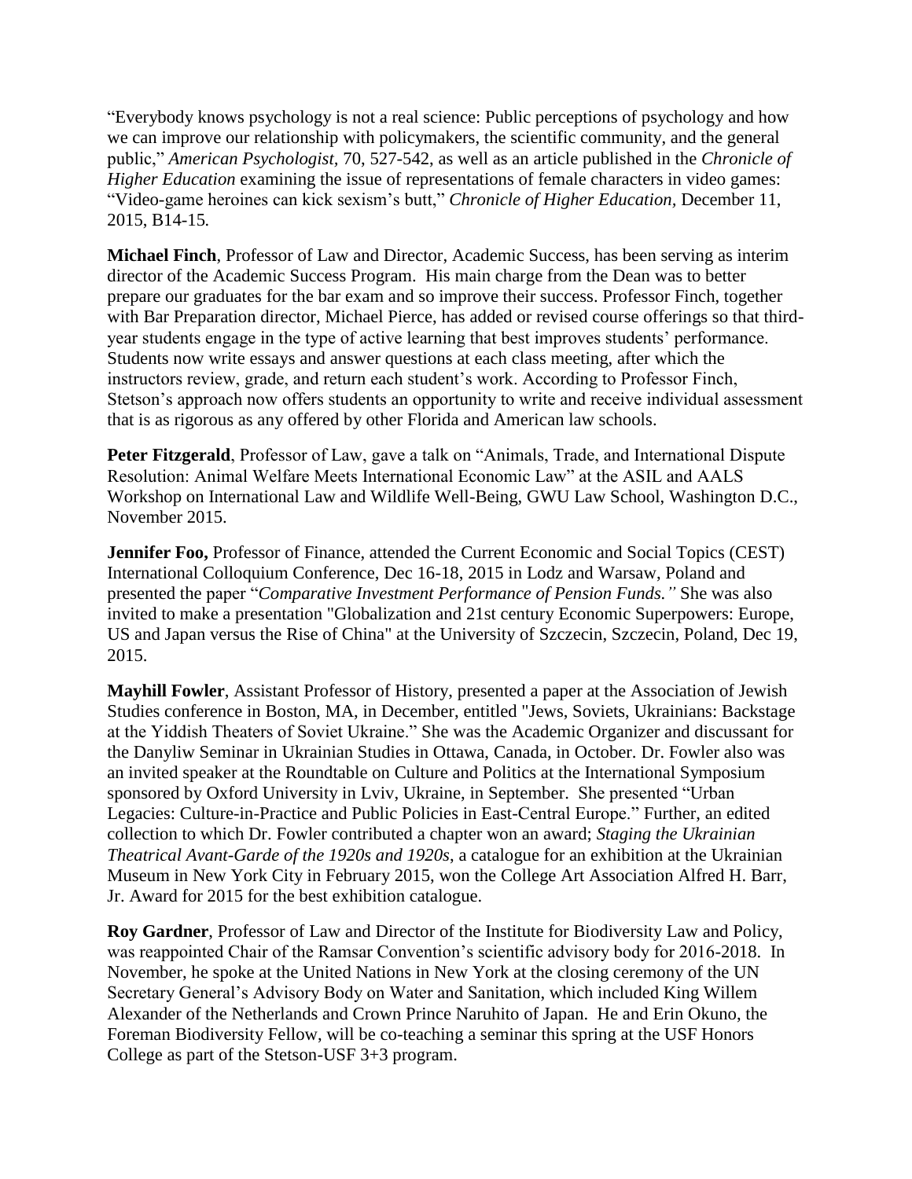"Everybody knows psychology is not a real science: Public perceptions of psychology and how we can improve our relationship with policymakers, the scientific community, and the general public," *American Psychologist*, 70, 527-542, as well as an article published in the *Chronicle of Higher Education* examining the issue of representations of female characters in video games: "Video-game heroines can kick sexism's butt," *Chronicle of Higher Education*, December 11, 2015, B14-15.

**Michael Finch**, Professor of Law and Director, Academic Success, has been serving as interim director of the Academic Success Program. His main charge from the Dean was to better prepare our graduates for the bar exam and so improve their success. Professor Finch, together with Bar Preparation director, Michael Pierce, has added or revised course offerings so that third-year students engage in the type of active learning that best improves students' performance. Students now write essays and answer questions at each class meeting, after which the instructors review, grade, and return each student's work. According to Professor Finch, Stetson's approach now offers students an opportunity to write and receive individual assessment that is as rigorous as any offered by other Florida and American law schools.

**Peter Fitzgerald**, Professor of Law, gave a talk on "Animals, Trade, and International Dispute Resolution: Animal Welfare Meets International Economic Law" at the ASIL and AALS Workshop on International Law and Wildlife Well-Being, GWU Law School, Washington D.C., November 2015.

**Jennifer Foo,** Professor of Finance, attended the Current Economic and Social Topics (CEST) International Colloquium Conference, Dec 16-18, 2015 in Lodz and Warsaw, Poland and presented the paper "*Comparative Investment Performance of Pension Funds."* She was also invited to make a presentation "Globalization and 21st century Economic Superpowers: Europe, US and Japan versus the Rise of China" at the University of Szczecin, Szczecin, Poland, Dec 19, 2015.

**Mayhill Fowler**, Assistant Professor of History, presented a paper at the Association of Jewish Studies conference in Boston, MA, in December, entitled "Jews, Soviets, Ukrainians: Backstage at the Yiddish Theaters of Soviet Ukraine." She was the Academic Organizer and discussant for the Danyliw Seminar in Ukrainian Studies in Ottawa, Canada, in October. Dr. Fowler also was an invited speaker at the Roundtable on Culture and Politics at the International Symposium sponsored by Oxford University in Lviv, Ukraine, in September. She presented "Urban Legacies: Culture-in-Practice and Public Policies in East-Central Europe." Further, an edited collection to which Dr. Fowler contributed a chapter won an award; *Staging the Ukrainian Theatrical Avant-Garde of the 1920s and 1920s*, a catalogue for an exhibition at the Ukrainian Museum in New York City in February 2015, won the College Art Association Alfred H. Barr, Jr. Award for 2015 for the best exhibition catalogue.

**Roy Gardner**, Professor of Law and Director of the Institute for Biodiversity Law and Policy, was reappointed Chair of the Ramsar Convention's scientific advisory body for 2016-2018. In November, he spoke at the United Nations in New York at the closing ceremony of the UN Secretary General's Advisory Body on Water and Sanitation, which included King Willem Alexander of the Netherlands and Crown Prince Naruhito of Japan. He and Erin Okuno, the Foreman Biodiversity Fellow, will be co-teaching a seminar this spring at the USF Honors College as part of the Stetson-USF 3+3 program.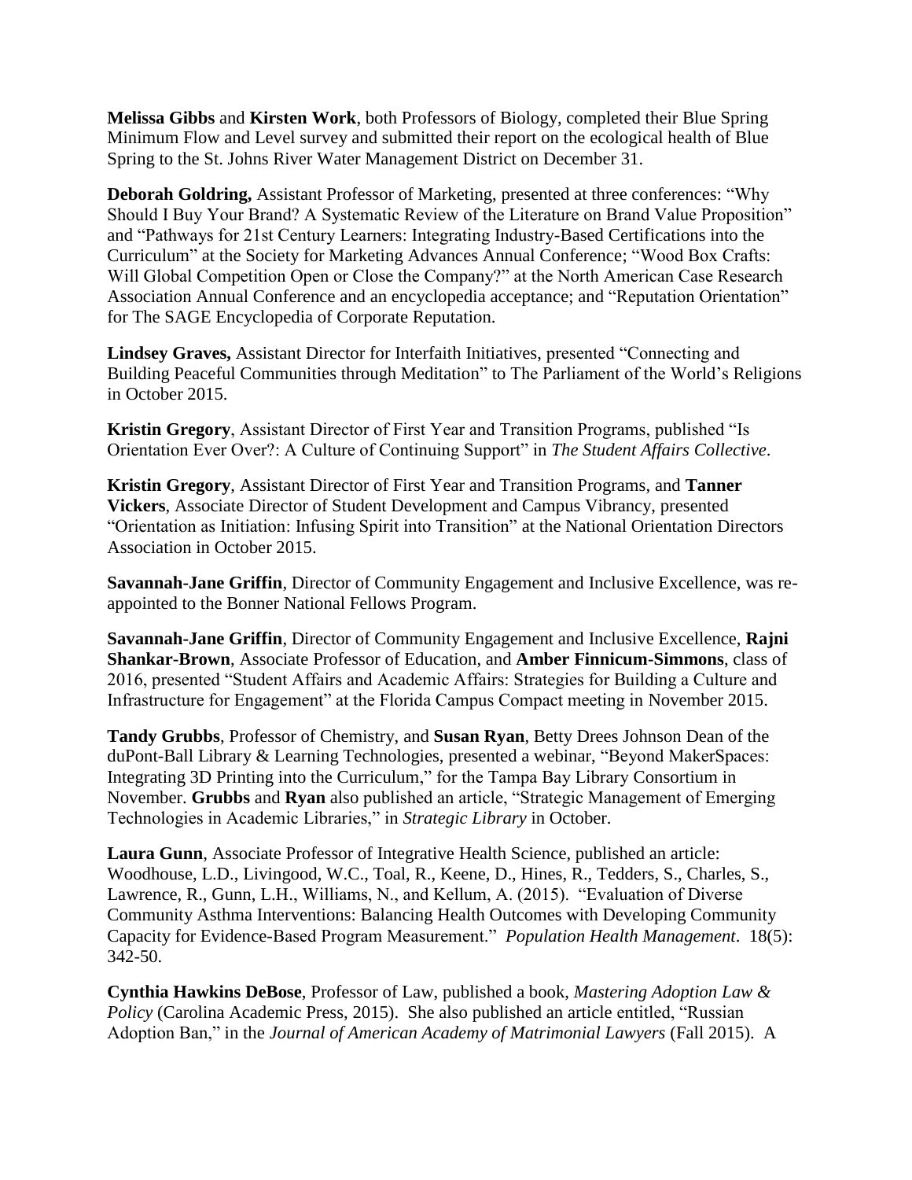**Melissa Gibbs** and **Kirsten Work**, both Professors of Biology, completed their Blue Spring Minimum Flow and Level survey and submitted their report on the ecological health of Blue Spring to the St. Johns River Water Management District on December 31.

**Deborah Goldring,** Assistant Professor of Marketing, presented at three conferences: "Why Should I Buy Your Brand? A Systematic Review of the Literature on Brand Value Proposition" and "Pathways for 21st Century Learners: Integrating Industry-Based Certifications into the Curriculum" at the Society for Marketing Advances Annual Conference; "Wood Box Crafts: Will Global Competition Open or Close the Company?" at the North American Case Research Association Annual Conference and an encyclopedia acceptance; and "Reputation Orientation" for The SAGE Encyclopedia of Corporate Reputation.

**Lindsey Graves,** Assistant Director for Interfaith Initiatives, presented "Connecting and Building Peaceful Communities through Meditation" to The Parliament of the World's Religions in October 2015.

**Kristin Gregory**, Assistant Director of First Year and Transition Programs, published "Is Orientation Ever Over?: A Culture of Continuing Support" in *The Student Affairs Collective*.

**Kristin Gregory**, Assistant Director of First Year and Transition Programs, and **Tanner Vickers**, Associate Director of Student Development and Campus Vibrancy, presented "Orientation as Initiation: Infusing Spirit into Transition" at the National Orientation Directors Association in October 2015.

**Savannah-Jane Griffin**, Director of Community Engagement and Inclusive Excellence, was re-appointed to the Bonner National Fellows Program.

**Savannah-Jane Griffin**, Director of Community Engagement and Inclusive Excellence, **Rajni Shankar-Brown**, Associate Professor of Education, and **Amber Finnicum-Simmons**, class of 2016, presented "Student Affairs and Academic Affairs: Strategies for Building a Culture and Infrastructure for Engagement" at the Florida Campus Compact meeting in November 2015.

**Tandy Grubbs**, Professor of Chemistry, and **Susan Ryan**, Betty Drees Johnson Dean of the duPont-Ball Library & Learning Technologies, presented a webinar, "Beyond MakerSpaces: Integrating 3D Printing into the Curriculum," for the Tampa Bay Library Consortium in November. **Grubbs** and **Ryan** also published an article, "Strategic Management of Emerging Technologies in Academic Libraries," in *Strategic Library* in October.

**Laura Gunn**, Associate Professor of Integrative Health Science, published an article: Woodhouse, L.D., Livingood, W.C., Toal, R., Keene, D., Hines, R., Tedders, S., Charles, S., Lawrence, R., Gunn, L.H., Williams, N., and Kellum, A. (2015). "Evaluation of Diverse Community Asthma Interventions: Balancing Health Outcomes with Developing Community Capacity for Evidence-Based Program Measurement." *Population Health Management*. 18(5): 342-50.

**Cynthia Hawkins DeBose**, Professor of Law, published a book, *Mastering Adoption Law & Policy* (Carolina Academic Press, 2015). She also published an article entitled, "Russian Adoption Ban," in the *Journal of American Academy of Matrimonial Lawyers* (Fall 2015). A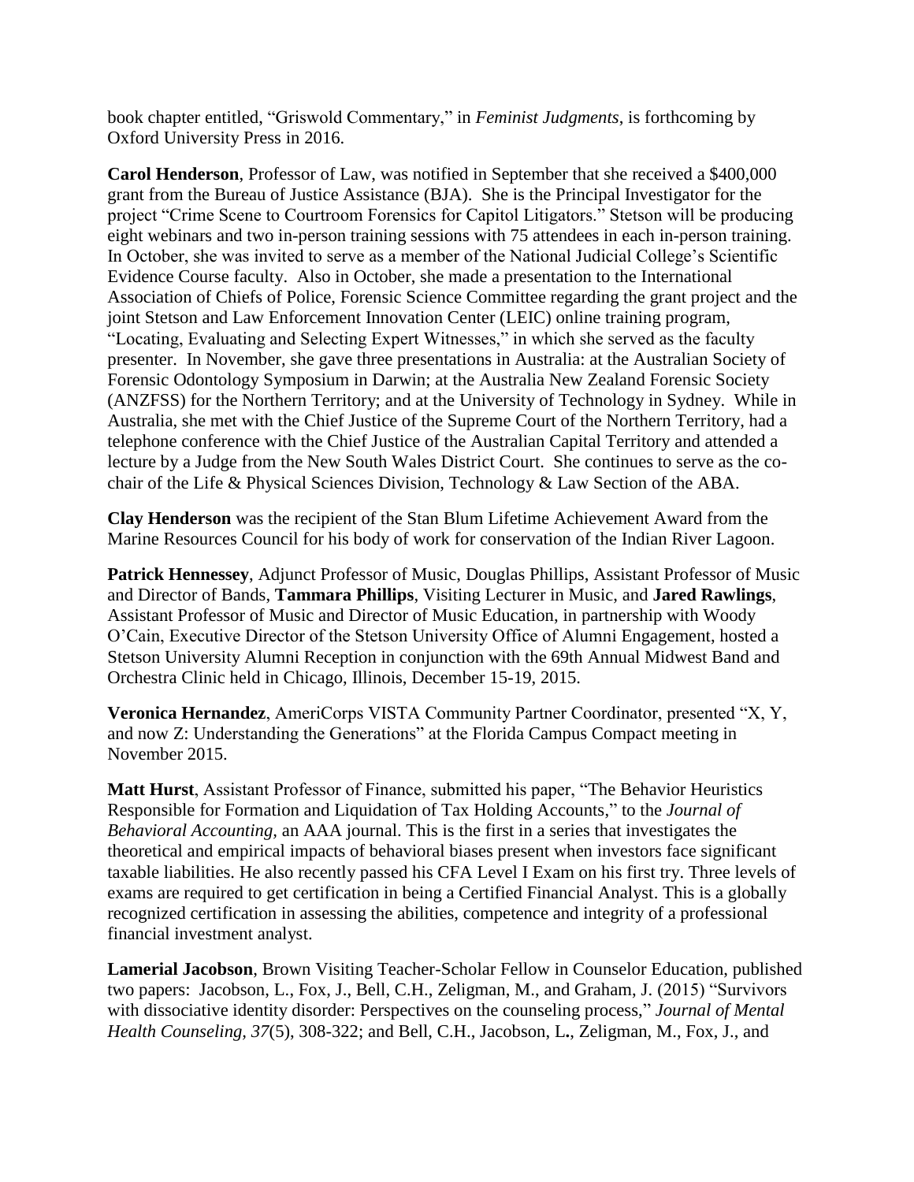book chapter entitled, “Griswold Commentary,” in *Feminist Judgments*, is forthcoming by Oxford University Press in 2016.

**Carol Henderson**, Professor of Law, was notified in September that she received a $400,000 grant from the Bureau of Justice Assistance (BJA). She is the Principal Investigator for the project “Crime Scene to Courtroom Forensics for Capitol Litigators.” Stetson will be producing eight webinars and two in-person training sessions with 75 attendees in each in-person training. In October, she was invited to serve as a member of the National Judicial College’s Scientific Evidence Course faculty. Also in October, she made a presentation to the International Association of Chiefs of Police, Forensic Science Committee regarding the grant project and the joint Stetson and Law Enforcement Innovation Center (LEIC) online training program, “Locating, Evaluating and Selecting Expert Witnesses,” in which she served as the faculty presenter. In November, she gave three presentations in Australia: at the Australian Society of Forensic Odontology Symposium in Darwin; at the Australia New Zealand Forensic Society (ANZFSS) for the Northern Territory; and at the University of Technology in Sydney. While in Australia, she met with the Chief Justice of the Supreme Court of the Northern Territory, had a telephone conference with the Chief Justice of the Australian Capital Territory and attended a lecture by a Judge from the New South Wales District Court. She continues to serve as the co-chair of the Life & Physical Sciences Division, Technology & Law Section of the ABA.

**Clay Henderson** was the recipient of the Stan Blum Lifetime Achievement Award from the Marine Resources Council for his body of work for conservation of the Indian River Lagoon.

**Patrick Hennessey**, Adjunct Professor of Music, Douglas Phillips, Assistant Professor of Music and Director of Bands, **Tammara Phillips**, Visiting Lecturer in Music, and **Jared Rawlings**, Assistant Professor of Music and Director of Music Education, in partnership with Woody O’Cain, Executive Director of the Stetson University Office of Alumni Engagement, hosted a Stetson University Alumni Reception in conjunction with the 69th Annual Midwest Band and Orchestra Clinic held in Chicago, Illinois, December 15-19, 2015.

**Veronica Hernandez**, AmeriCorps VISTA Community Partner Coordinator, presented “X, Y, and now Z: Understanding the Generations” at the Florida Campus Compact meeting in November 2015.

**Matt Hurst**, Assistant Professor of Finance, submitted his paper, “The Behavior Heuristics Responsible for Formation and Liquidation of Tax Holding Accounts,” to the *Journal of Behavioral Accounting*, an AAA journal. This is the first in a series that investigates the theoretical and empirical impacts of behavioral biases present when investors face significant taxable liabilities. He also recently passed his CFA Level I Exam on his first try. Three levels of exams are required to get certification in being a Certified Financial Analyst. This is a globally recognized certification in assessing the abilities, competence and integrity of a professional financial investment analyst.

**Lamerial Jacobson**, Brown Visiting Teacher-Scholar Fellow in Counselor Education, published two papers: Jacobson, L., Fox, J., Bell, C.H., Zeligman, M., and Graham, J. (2015) “Survivors with dissociative identity disorder: Perspectives on the counseling process,” *Journal of Mental Health Counseling, 37*(5), 308-322; and Bell, C.H., Jacobson, L**.**, Zeligman, M., Fox, J., and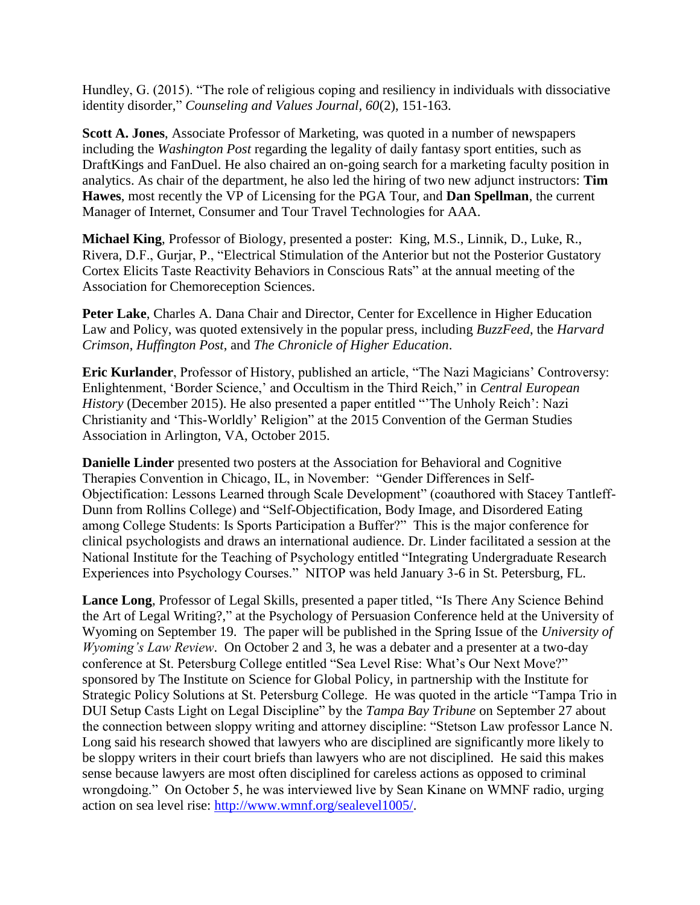Hundley, G. (2015). "The role of religious coping and resiliency in individuals with dissociative identity disorder," *Counseling and Values Journal, 60*(2), 151-163.

**Scott A. Jones**, Associate Professor of Marketing, was quoted in a number of newspapers including the *Washington Post* regarding the legality of daily fantasy sport entities, such as DraftKings and FanDuel. He also chaired an on-going search for a marketing faculty position in analytics. As chair of the department, he also led the hiring of two new adjunct instructors: **Tim Hawes**, most recently the VP of Licensing for the PGA Tour, and **Dan Spellman**, the current Manager of Internet, Consumer and Tour Travel Technologies for AAA.

**Michael King**, Professor of Biology, presented a poster: King, M.S., Linnik, D., Luke, R., Rivera, D.F., Gurjar, P., "Electrical Stimulation of the Anterior but not the Posterior Gustatory Cortex Elicits Taste Reactivity Behaviors in Conscious Rats" at the annual meeting of the Association for Chemoreception Sciences.

**Peter Lake**, Charles A. Dana Chair and Director, Center for Excellence in Higher Education Law and Policy, was quoted extensively in the popular press, including *BuzzFeed*, the *Harvard Crimson*, *Huffington Post*, and *The Chronicle of Higher Education*.

**Eric Kurlander**, Professor of History, published an article, "The Nazi Magicians' Controversy: Enlightenment, 'Border Science,' and Occultism in the Third Reich," in *Central European History* (December 2015). He also presented a paper entitled "'The Unholy Reich': Nazi Christianity and 'This-Worldly' Religion" at the 2015 Convention of the German Studies Association in Arlington, VA, October 2015.

**Danielle Linder** presented two posters at the Association for Behavioral and Cognitive Therapies Convention in Chicago, IL, in November: "Gender Differences in Self-Objectification: Lessons Learned through Scale Development" (coauthored with Stacey Tantleff-Dunn from Rollins College) and "Self-Objectification, Body Image, and Disordered Eating among College Students: Is Sports Participation a Buffer?" This is the major conference for clinical psychologists and draws an international audience. Dr. Linder facilitated a session at the National Institute for the Teaching of Psychology entitled "Integrating Undergraduate Research Experiences into Psychology Courses." NITOP was held January 3-6 in St. Petersburg, FL.

**Lance Long**, Professor of Legal Skills, presented a paper titled, "Is There Any Science Behind the Art of Legal Writing?," at the Psychology of Persuasion Conference held at the University of Wyoming on September 19. The paper will be published in the Spring Issue of the *University of Wyoming's Law Review*. On October 2 and 3, he was a debater and a presenter at a two-day conference at St. Petersburg College entitled "Sea Level Rise: What's Our Next Move?" sponsored by The Institute on Science for Global Policy, in partnership with the Institute for Strategic Policy Solutions at St. Petersburg College. He was quoted in the article "Tampa Trio in DUI Setup Casts Light on Legal Discipline" by the *Tampa Bay Tribune* on September 27 about the connection between sloppy writing and attorney discipline: "Stetson Law professor Lance N. Long said his research showed that lawyers who are disciplined are significantly more likely to be sloppy writers in their court briefs than lawyers who are not disciplined. He said this makes sense because lawyers are most often disciplined for careless actions as opposed to criminal wrongdoing." On October 5, he was interviewed live by Sean Kinane on WMNF radio, urging action on sea level rise: [http://www.wmnf.org/sealevel1005/](http://www.wmnf.org/sealevel1005/).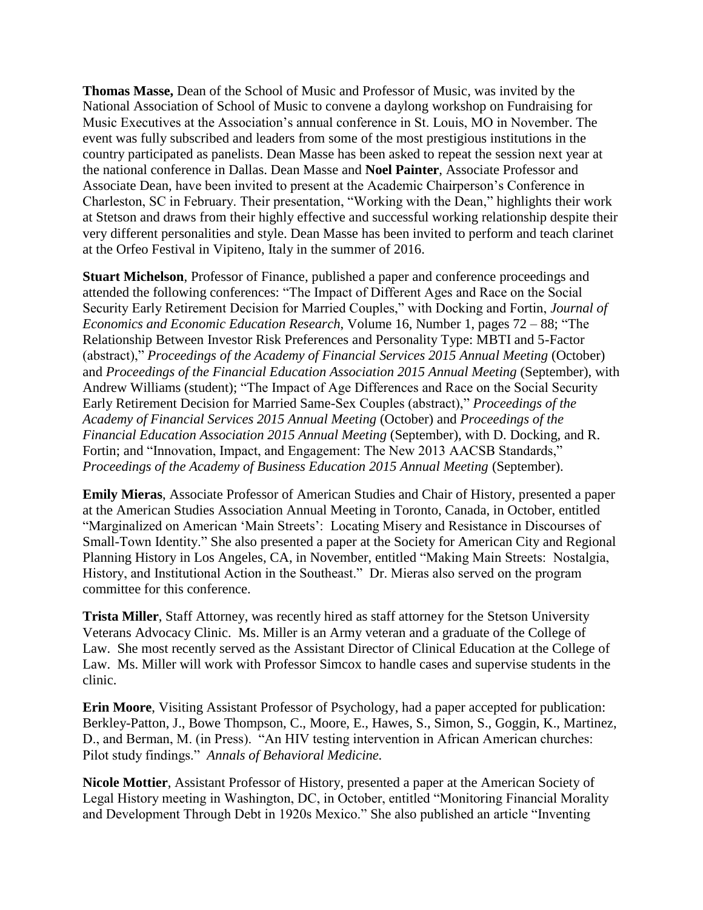**Thomas Masse,** Dean of the School of Music and Professor of Music, was invited by the National Association of School of Music to convene a daylong workshop on Fundraising for Music Executives at the Association's annual conference in St. Louis, MO in November. The event was fully subscribed and leaders from some of the most prestigious institutions in the country participated as panelists. Dean Masse has been asked to repeat the session next year at the national conference in Dallas. Dean Masse and **Noel Painter**, Associate Professor and Associate Dean, have been invited to present at the Academic Chairperson's Conference in Charleston, SC in February. Their presentation, "Working with the Dean," highlights their work at Stetson and draws from their highly effective and successful working relationship despite their very different personalities and style. Dean Masse has been invited to perform and teach clarinet at the Orfeo Festival in Vipiteno, Italy in the summer of 2016.

**Stuart Michelson**, Professor of Finance, published a paper and conference proceedings and attended the following conferences: "The Impact of Different Ages and Race on the Social Security Early Retirement Decision for Married Couples," with Docking and Fortin, *Journal of Economics and Economic Education Research*, Volume 16, Number 1, pages 72 – 88; "The Relationship Between Investor Risk Preferences and Personality Type: MBTI and 5-Factor (abstract)," *Proceedings of the Academy of Financial Services 2015 Annual Meeting* (October) and *Proceedings of the Financial Education Association 2015 Annual Meeting* (September), with Andrew Williams (student); "The Impact of Age Differences and Race on the Social Security Early Retirement Decision for Married Same-Sex Couples (abstract)," *Proceedings of the Academy of Financial Services 2015 Annual Meeting* (October) and *Proceedings of the Financial Education Association 2015 Annual Meeting* (September), with D. Docking, and R. Fortin; and "Innovation, Impact, and Engagement: The New 2013 AACSB Standards," *Proceedings of the Academy of Business Education 2015 Annual Meeting* (September).

**Emily Mieras**, Associate Professor of American Studies and Chair of History, presented a paper at the American Studies Association Annual Meeting in Toronto, Canada, in October, entitled "Marginalized on American 'Main Streets': Locating Misery and Resistance in Discourses of Small-Town Identity." She also presented a paper at the Society for American City and Regional Planning History in Los Angeles, CA, in November, entitled "Making Main Streets: Nostalgia, History, and Institutional Action in the Southeast." Dr. Mieras also served on the program committee for this conference.

**Trista Miller**, Staff Attorney, was recently hired as staff attorney for the Stetson University Veterans Advocacy Clinic. Ms. Miller is an Army veteran and a graduate of the College of Law. She most recently served as the Assistant Director of Clinical Education at the College of Law. Ms. Miller will work with Professor Simcox to handle cases and supervise students in the clinic.

**Erin Moore**, Visiting Assistant Professor of Psychology, had a paper accepted for publication: Berkley-Patton, J., Bowe Thompson, C., Moore, E., Hawes, S., Simon, S., Goggin, K., Martinez, D., and Berman, M. (in Press). "An HIV testing intervention in African American churches: Pilot study findings." *Annals of Behavioral Medicine.*

**Nicole Mottier**, Assistant Professor of History, presented a paper at the American Society of Legal History meeting in Washington, DC, in October, entitled "Monitoring Financial Morality and Development Through Debt in 1920s Mexico." She also published an article "Inventing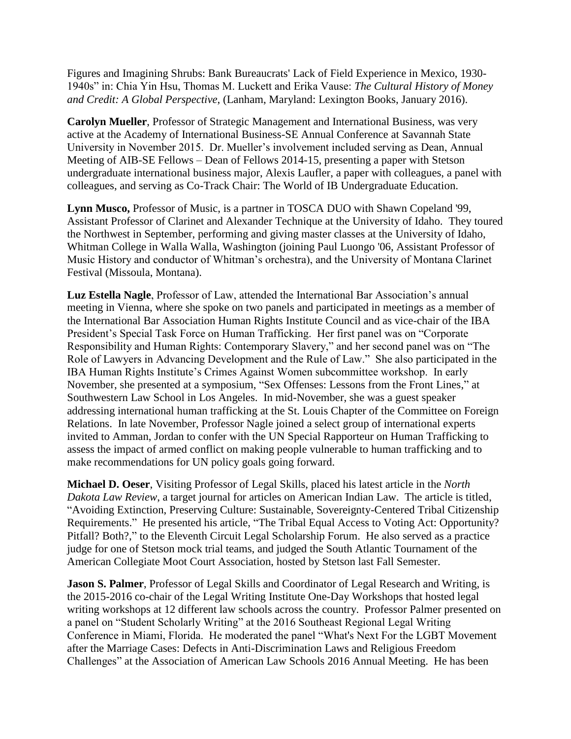Figures and Imagining Shrubs: Bank Bureaucrats' Lack of Field Experience in Mexico, 1930-1940s" in: Chia Yin Hsu, Thomas M. Luckett and Erika Vause: *The Cultural History of Money and Credit: A Global Perspective*, (Lanham, Maryland: Lexington Books, January 2016).

**Carolyn Mueller**, Professor of Strategic Management and International Business, was very active at the Academy of International Business-SE Annual Conference at Savannah State University in November 2015. Dr. Mueller's involvement included serving as Dean, Annual Meeting of AIB-SE Fellows – Dean of Fellows 2014-15, presenting a paper with Stetson undergraduate international business major, Alexis Laufler, a paper with colleagues, a panel with colleagues, and serving as Co-Track Chair: The World of IB Undergraduate Education.

**Lynn Musco,** Professor of Music, is a partner in TOSCA DUO with Shawn Copeland '99, Assistant Professor of Clarinet and Alexander Technique at the University of Idaho. They toured the Northwest in September, performing and giving master classes at the University of Idaho, Whitman College in Walla Walla, Washington (joining Paul Luongo '06, Assistant Professor of Music History and conductor of Whitman's orchestra), and the University of Montana Clarinet Festival (Missoula, Montana).

**Luz Estella Nagle**, Professor of Law, attended the International Bar Association's annual meeting in Vienna, where she spoke on two panels and participated in meetings as a member of the International Bar Association Human Rights Institute Council and as vice-chair of the IBA President's Special Task Force on Human Trafficking. Her first panel was on "Corporate Responsibility and Human Rights: Contemporary Slavery," and her second panel was on "The Role of Lawyers in Advancing Development and the Rule of Law." She also participated in the IBA Human Rights Institute's Crimes Against Women subcommittee workshop. In early November, she presented at a symposium, "Sex Offenses: Lessons from the Front Lines," at Southwestern Law School in Los Angeles. In mid-November, she was a guest speaker addressing international human trafficking at the St. Louis Chapter of the Committee on Foreign Relations. In late November, Professor Nagle joined a select group of international experts invited to Amman, Jordan to confer with the UN Special Rapporteur on Human Trafficking to assess the impact of armed conflict on making people vulnerable to human trafficking and to make recommendations for UN policy goals going forward.

**Michael D. Oeser**, Visiting Professor of Legal Skills, placed his latest article in the *North Dakota Law Review*, a target journal for articles on American Indian Law. The article is titled, "Avoiding Extinction, Preserving Culture: Sustainable, Sovereignty-Centered Tribal Citizenship Requirements." He presented his article, "The Tribal Equal Access to Voting Act: Opportunity? Pitfall? Both?," to the Eleventh Circuit Legal Scholarship Forum. He also served as a practice judge for one of Stetson mock trial teams, and judged the South Atlantic Tournament of the American Collegiate Moot Court Association, hosted by Stetson last Fall Semester.

**Jason S. Palmer**, Professor of Legal Skills and Coordinator of Legal Research and Writing, is the 2015-2016 co-chair of the Legal Writing Institute One-Day Workshops that hosted legal writing workshops at 12 different law schools across the country. Professor Palmer presented on a panel on "Student Scholarly Writing" at the 2016 Southeast Regional Legal Writing Conference in Miami, Florida. He moderated the panel "What's Next For the LGBT Movement after the Marriage Cases: Defects in Anti-Discrimination Laws and Religious Freedom Challenges" at the Association of American Law Schools 2016 Annual Meeting. He has been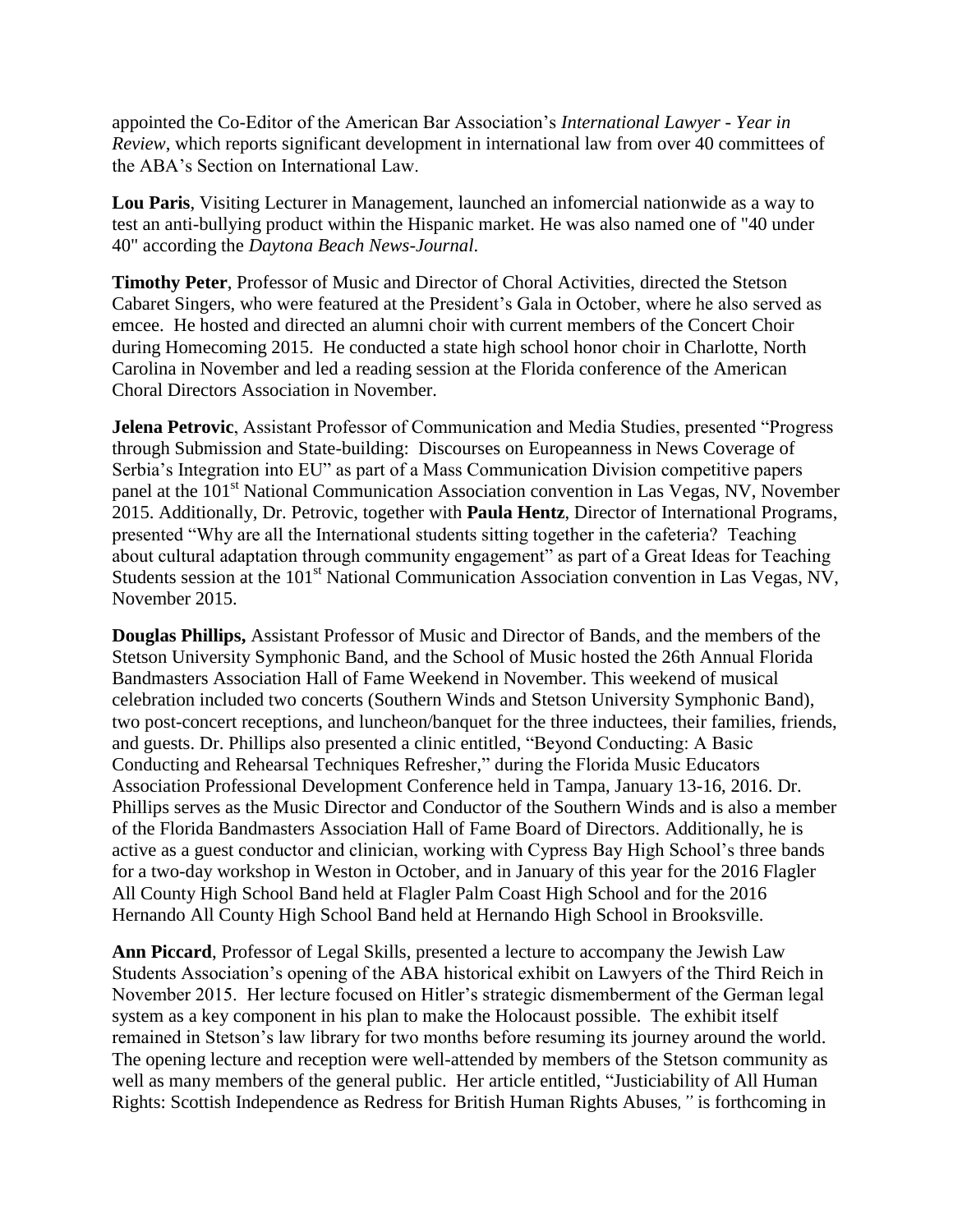appointed the Co-Editor of the American Bar Association's *International Lawyer - Year in Review*, which reports significant development in international law from over 40 committees of the ABA's Section on International Law.

**Lou Paris**, Visiting Lecturer in Management, launched an infomercial nationwide as a way to test an anti-bullying product within the Hispanic market. He was also named one of "40 under 40" according the *Daytona Beach News-Journal*.

**Timothy Peter**, Professor of Music and Director of Choral Activities, directed the Stetson Cabaret Singers, who were featured at the President's Gala in October, where he also served as emcee. He hosted and directed an alumni choir with current members of the Concert Choir during Homecoming 2015. He conducted a state high school honor choir in Charlotte, North Carolina in November and led a reading session at the Florida conference of the American Choral Directors Association in November.

**Jelena Petrovic**, Assistant Professor of Communication and Media Studies, presented "Progress through Submission and State-building: Discourses on Europeanness in News Coverage of Serbia's Integration into EU" as part of a Mass Communication Division competitive papers panel at the 101st National Communication Association convention in Las Vegas, NV, November 2015. Additionally, Dr. Petrovic, together with **Paula Hentz**, Director of International Programs, presented "Why are all the International students sitting together in the cafeteria? Teaching about cultural adaptation through community engagement" as part of a Great Ideas for Teaching Students session at the 101st National Communication Association convention in Las Vegas, NV, November 2015.

**Douglas Phillips,** Assistant Professor of Music and Director of Bands, and the members of the Stetson University Symphonic Band, and the School of Music hosted the 26th Annual Florida Bandmasters Association Hall of Fame Weekend in November. This weekend of musical celebration included two concerts (Southern Winds and Stetson University Symphonic Band), two post-concert receptions, and luncheon/banquet for the three inductees, their families, friends, and guests. Dr. Phillips also presented a clinic entitled, "Beyond Conducting: A Basic Conducting and Rehearsal Techniques Refresher," during the Florida Music Educators Association Professional Development Conference held in Tampa, January 13-16, 2016. Dr. Phillips serves as the Music Director and Conductor of the Southern Winds and is also a member of the Florida Bandmasters Association Hall of Fame Board of Directors. Additionally, he is active as a guest conductor and clinician, working with Cypress Bay High School's three bands for a two-day workshop in Weston in October, and in January of this year for the 2016 Flagler All County High School Band held at Flagler Palm Coast High School and for the 2016 Hernando All County High School Band held at Hernando High School in Brooksville.

**Ann Piccard**, Professor of Legal Skills, presented a lecture to accompany the Jewish Law Students Association's opening of the ABA historical exhibit on Lawyers of the Third Reich in November 2015. Her lecture focused on Hitler's strategic dismemberment of the German legal system as a key component in his plan to make the Holocaust possible. The exhibit itself remained in Stetson's law library for two months before resuming its journey around the world. The opening lecture and reception were well-attended by members of the Stetson community as well as many members of the general public. Her article entitled, "Justiciability of All Human Rights: Scottish Independence as Redress for British Human Rights Abuses*,"* is forthcoming in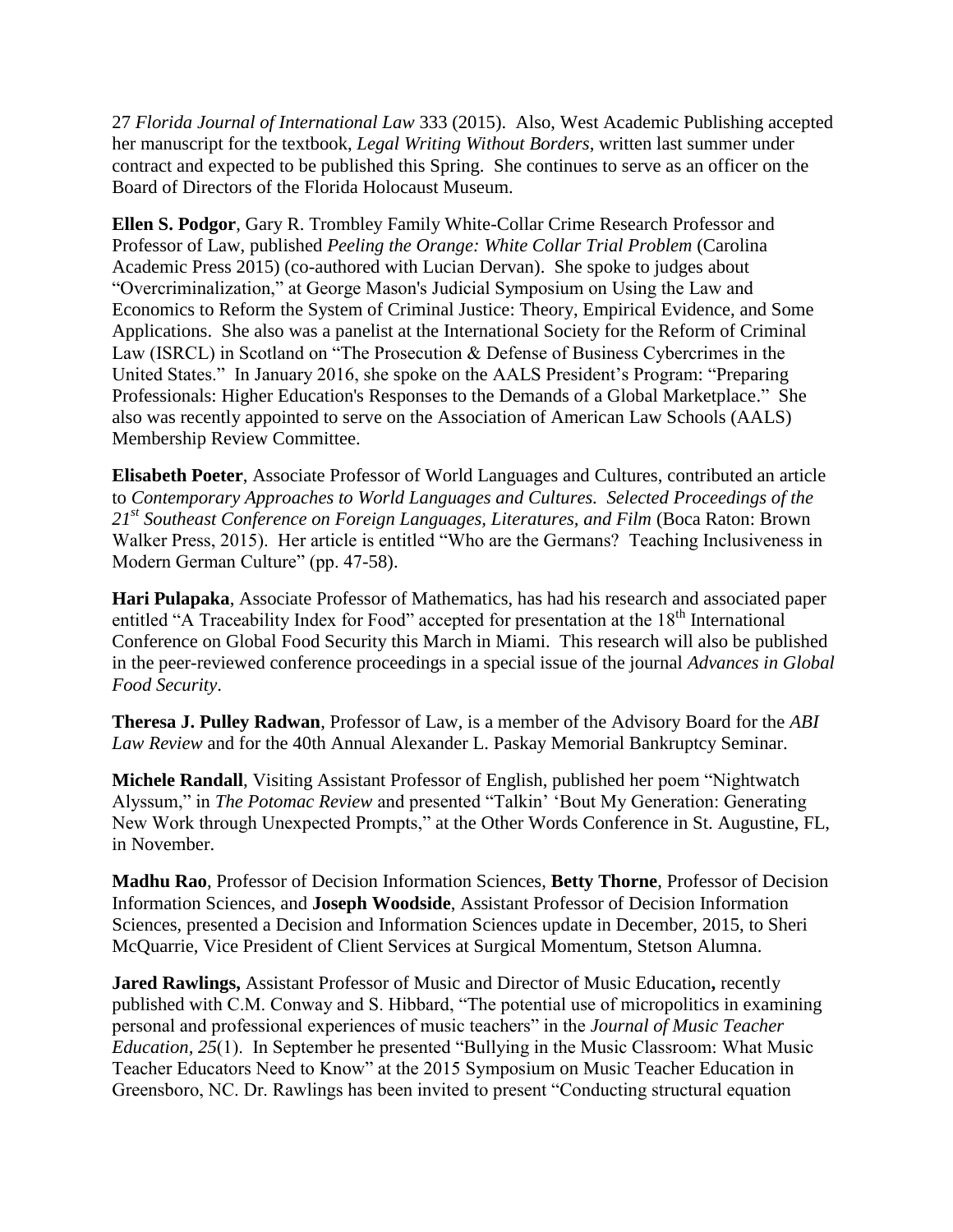27 *Florida Journal of International Law* 333 (2015). Also, West Academic Publishing accepted her manuscript for the textbook, *Legal Writing Without Borders*, written last summer under contract and expected to be published this Spring. She continues to serve as an officer on the Board of Directors of the Florida Holocaust Museum.

**Ellen S. Podgor**, Gary R. Trombley Family White-Collar Crime Research Professor and Professor of Law, published *Peeling the Orange: White Collar Trial Problem* (Carolina Academic Press 2015) (co-authored with Lucian Dervan). She spoke to judges about "Overcriminalization," at George Mason's Judicial Symposium on Using the Law and Economics to Reform the System of Criminal Justice: Theory, Empirical Evidence, and Some Applications. She also was a panelist at the International Society for the Reform of Criminal Law (ISRCL) in Scotland on "The Prosecution & Defense of Business Cybercrimes in the United States." In January 2016, she spoke on the AALS President's Program: "Preparing Professionals: Higher Education's Responses to the Demands of a Global Marketplace." She also was recently appointed to serve on the Association of American Law Schools (AALS) Membership Review Committee.

**Elisabeth Poeter**, Associate Professor of World Languages and Cultures, contributed an article to *Contemporary Approaches to World Languages and Cultures. Selected Proceedings of the 21st Southeast Conference on Foreign Languages, Literatures, and Film* (Boca Raton: Brown Walker Press, 2015). Her article is entitled "Who are the Germans? Teaching Inclusiveness in Modern German Culture" (pp. 47-58).

**Hari Pulapaka**, Associate Professor of Mathematics, has had his research and associated paper entitled "A Traceability Index for Food" accepted for presentation at the 18th International Conference on Global Food Security this March in Miami. This research will also be published in the peer-reviewed conference proceedings in a special issue of the journal *Advances in Global Food Security*.

**Theresa J. Pulley Radwan**, Professor of Law, is a member of the Advisory Board for the *ABI Law Review* and for the 40th Annual Alexander L. Paskay Memorial Bankruptcy Seminar.

**Michele Randall**, Visiting Assistant Professor of English, published her poem "Nightwatch Alyssum," in *The Potomac Review* and presented "Talkin' 'Bout My Generation: Generating New Work through Unexpected Prompts," at the Other Words Conference in St. Augustine, FL, in November.

**Madhu Rao**, Professor of Decision Information Sciences, **Betty Thorne**, Professor of Decision Information Sciences, and **Joseph Woodside**, Assistant Professor of Decision Information Sciences, presented a Decision and Information Sciences update in December, 2015, to Sheri McQuarrie, Vice President of Client Services at Surgical Momentum, Stetson Alumna.

**Jared Rawlings,** Assistant Professor of Music and Director of Music Education**,** recently published with C.M. Conway and S. Hibbard, "The potential use of micropolitics in examining personal and professional experiences of music teachers" in the *Journal of Music Teacher Education, 25*(1). In September he presented "Bullying in the Music Classroom: What Music Teacher Educators Need to Know" at the 2015 Symposium on Music Teacher Education in Greensboro, NC. Dr. Rawlings has been invited to present "Conducting structural equation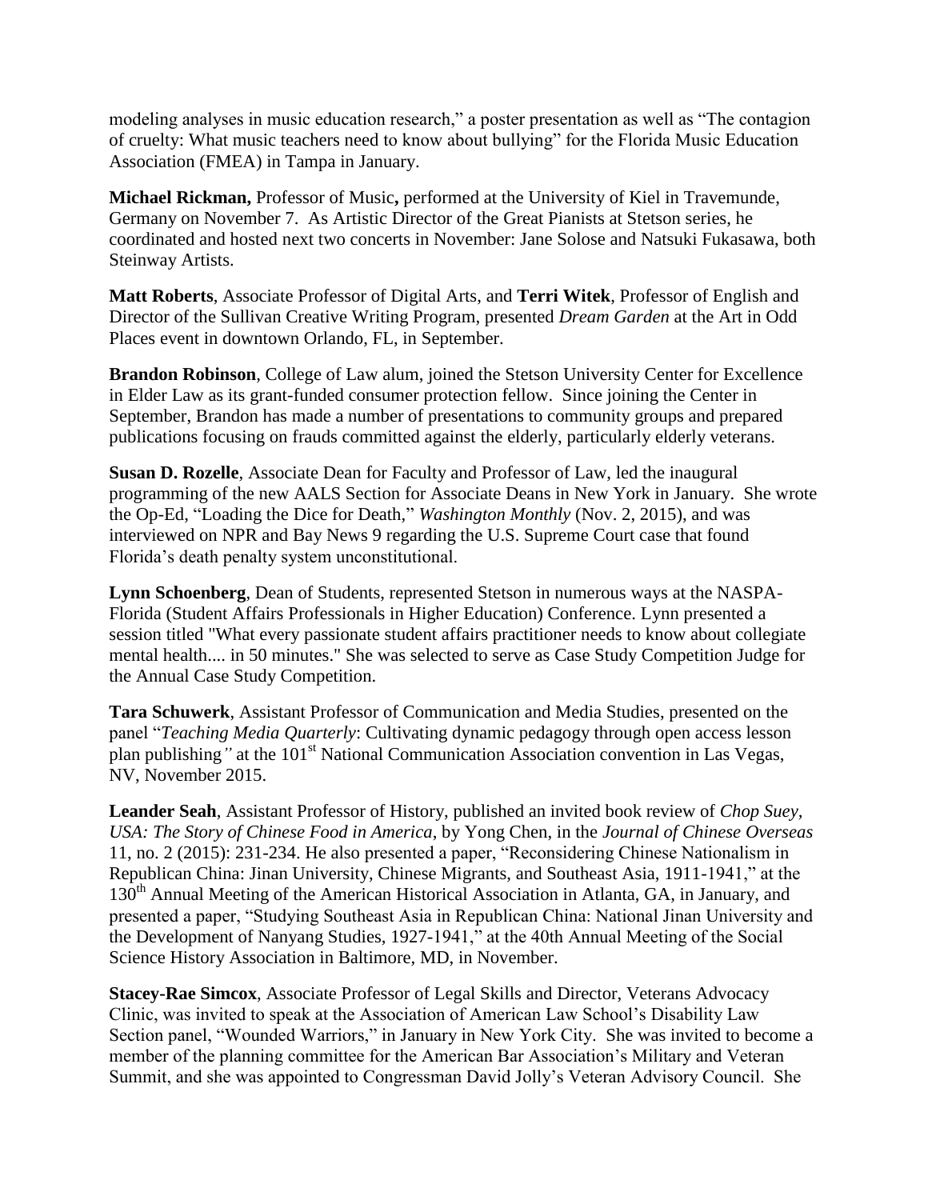modeling analyses in music education research," a poster presentation as well as "The contagion of cruelty: What music teachers need to know about bullying" for the Florida Music Education Association (FMEA) in Tampa in January.

**Michael Rickman,** Professor of Music**,** performed at the University of Kiel in Travemunde, Germany on November 7. As Artistic Director of the Great Pianists at Stetson series, he coordinated and hosted next two concerts in November: Jane Solose and Natsuki Fukasawa, both Steinway Artists.

**Matt Roberts**, Associate Professor of Digital Arts, and **Terri Witek**, Professor of English and Director of the Sullivan Creative Writing Program, presented *Dream Garden* at the Art in Odd Places event in downtown Orlando, FL, in September.

**Brandon Robinson**, College of Law alum, joined the Stetson University Center for Excellence in Elder Law as its grant-funded consumer protection fellow. Since joining the Center in September, Brandon has made a number of presentations to community groups and prepared publications focusing on frauds committed against the elderly, particularly elderly veterans.

**Susan D. Rozelle**, Associate Dean for Faculty and Professor of Law, led the inaugural programming of the new AALS Section for Associate Deans in New York in January. She wrote the Op-Ed, "Loading the Dice for Death," *Washington Monthly* (Nov. 2, 2015), and was interviewed on NPR and Bay News 9 regarding the U.S. Supreme Court case that found Florida's death penalty system unconstitutional.

**Lynn Schoenberg**, Dean of Students, represented Stetson in numerous ways at the NASPA-Florida (Student Affairs Professionals in Higher Education) Conference. Lynn presented a session titled "What every passionate student affairs practitioner needs to know about collegiate mental health.... in 50 minutes." She was selected to serve as Case Study Competition Judge for the Annual Case Study Competition.

**Tara Schuwerk**, Assistant Professor of Communication and Media Studies, presented on the panel "*Teaching Media Quarterly*: Cultivating dynamic pedagogy through open access lesson plan publishing*"* at the 101st National Communication Association convention in Las Vegas, NV, November 2015.

**Leander Seah**, Assistant Professor of History, published an invited book review of *Chop Suey, USA: The Story of Chinese Food in America*, by Yong Chen, in the *Journal of Chinese Overseas* 11, no. 2 (2015): 231-234. He also presented a paper, "Reconsidering Chinese Nationalism in Republican China: Jinan University, Chinese Migrants, and Southeast Asia, 1911-1941," at the 130th Annual Meeting of the American Historical Association in Atlanta, GA, in January, and presented a paper, "Studying Southeast Asia in Republican China: National Jinan University and the Development of Nanyang Studies, 1927-1941," at the 40th Annual Meeting of the Social Science History Association in Baltimore, MD, in November.

**Stacey-Rae Simcox**, Associate Professor of Legal Skills and Director, Veterans Advocacy Clinic, was invited to speak at the Association of American Law School's Disability Law Section panel, "Wounded Warriors," in January in New York City. She was invited to become a member of the planning committee for the American Bar Association's Military and Veteran Summit, and she was appointed to Congressman David Jolly's Veteran Advisory Council. She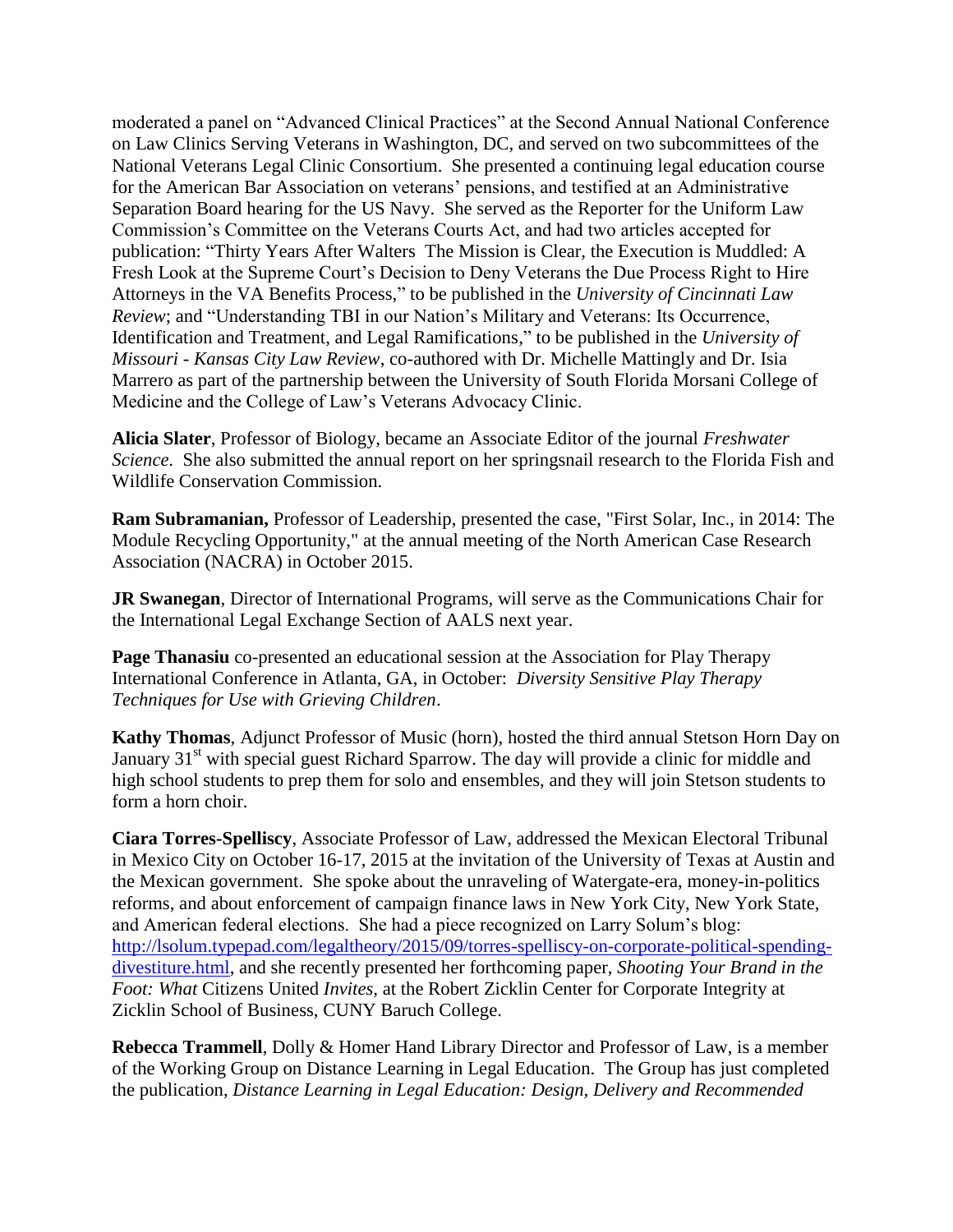moderated a panel on "Advanced Clinical Practices" at the Second Annual National Conference on Law Clinics Serving Veterans in Washington, DC, and served on two subcommittees of the National Veterans Legal Clinic Consortium. She presented a continuing legal education course for the American Bar Association on veterans' pensions, and testified at an Administrative Separation Board hearing for the US Navy. She served as the Reporter for the Uniform Law Commission's Committee on the Veterans Courts Act, and had two articles accepted for publication: "Thirty Years After Walters The Mission is Clear, the Execution is Muddled: A Fresh Look at the Supreme Court's Decision to Deny Veterans the Due Process Right to Hire Attorneys in the VA Benefits Process," to be published in the *University of Cincinnati Law Review*; and "Understanding TBI in our Nation's Military and Veterans: Its Occurrence, Identification and Treatment, and Legal Ramifications," to be published in the *University of Missouri - Kansas City Law Review*, co-authored with Dr. Michelle Mattingly and Dr. Isia Marrero as part of the partnership between the University of South Florida Morsani College of Medicine and the College of Law's Veterans Advocacy Clinic.

**Alicia Slater**, Professor of Biology, became an Associate Editor of the journal *Freshwater Science*. She also submitted the annual report on her springsnail research to the Florida Fish and Wildlife Conservation Commission.

**Ram Subramanian,** Professor of Leadership, presented the case, "First Solar, Inc., in 2014: The Module Recycling Opportunity," at the annual meeting of the North American Case Research Association (NACRA) in October 2015.

**JR Swanegan**, Director of International Programs, will serve as the Communications Chair for the International Legal Exchange Section of AALS next year.

**Page Thanasiu** co-presented an educational session at the Association for Play Therapy International Conference in Atlanta, GA, in October: *Diversity Sensitive Play Therapy Techniques for Use with Grieving Children*.

**Kathy Thomas**, Adjunct Professor of Music (horn), hosted the third annual Stetson Horn Day on January 31st with special guest Richard Sparrow. The day will provide a clinic for middle and high school students to prep them for solo and ensembles, and they will join Stetson students to form a horn choir.

**Ciara Torres-Spelliscy**, Associate Professor of Law, addressed the Mexican Electoral Tribunal in Mexico City on October 16-17, 2015 at the invitation of the University of Texas at Austin and the Mexican government. She spoke about the unraveling of Watergate-era, money-in-politics reforms, and about enforcement of campaign finance laws in New York City, New York State, and American federal elections. She had a piece recognized on Larry Solum's blog: http://lsolum.typepad.com/legaltheory/2015/09/torres-spelliscy-on-corporate-political-spending-divestiture.html, and she recently presented her forthcoming paper, *Shooting Your Brand in the Foot: What* Citizens United *Invites,* at the Robert Zicklin Center for Corporate Integrity at Zicklin School of Business, CUNY Baruch College.

**Rebecca Trammell**, Dolly & Homer Hand Library Director and Professor of Law, is a member of the Working Group on Distance Learning in Legal Education. The Group has just completed the publication, *Distance Learning in Legal Education: Design, Delivery and Recommended*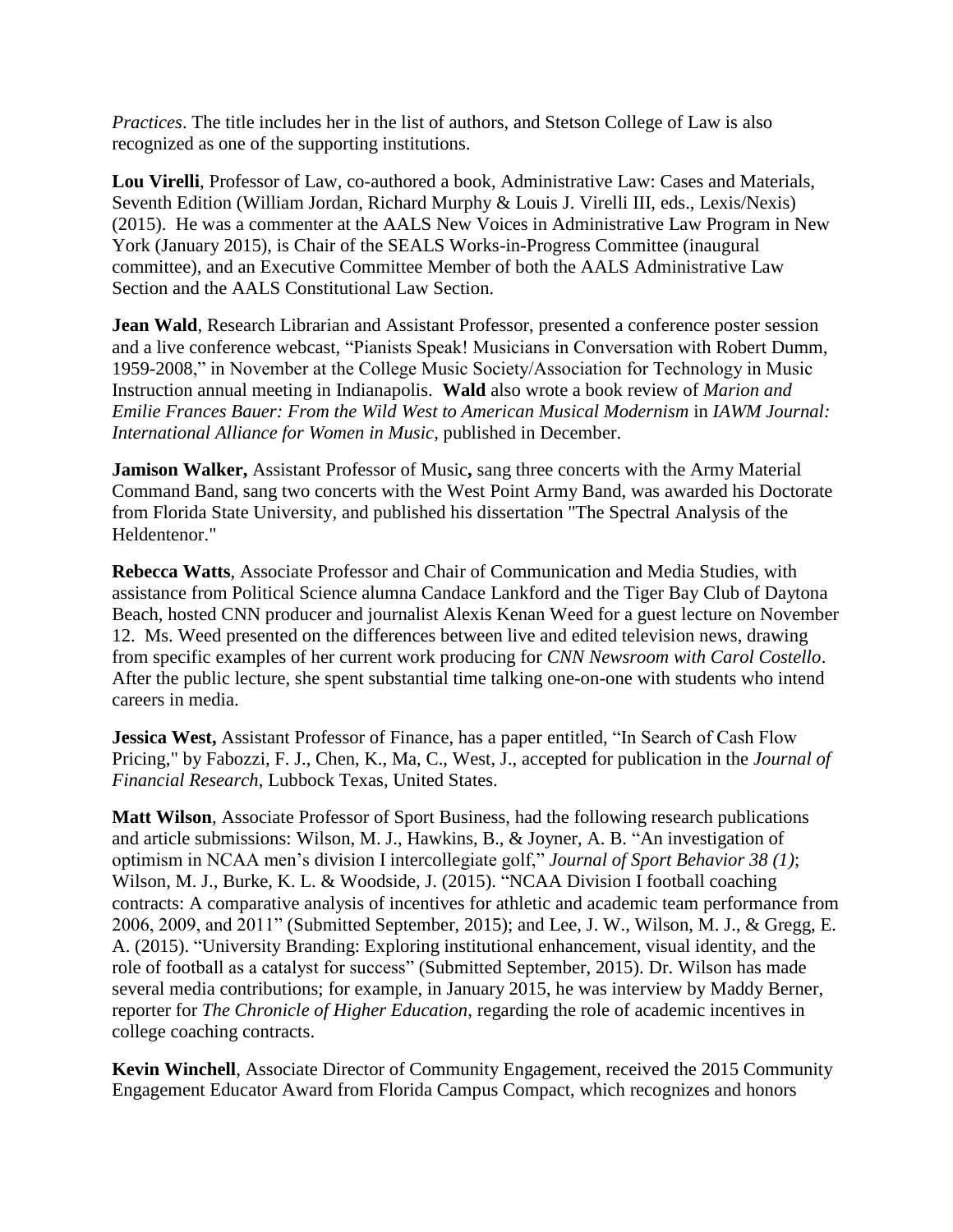*Practices*. The title includes her in the list of authors, and Stetson College of Law is also recognized as one of the supporting institutions.

**Lou Virelli**, Professor of Law, co-authored a book, Administrative Law: Cases and Materials, Seventh Edition (William Jordan, Richard Murphy & Louis J. Virelli III, eds., Lexis/Nexis) (2015). He was a commenter at the AALS New Voices in Administrative Law Program in New York (January 2015), is Chair of the SEALS Works-in-Progress Committee (inaugural committee), and an Executive Committee Member of both the AALS Administrative Law Section and the AALS Constitutional Law Section.

**Jean Wald**, Research Librarian and Assistant Professor, presented a conference poster session and a live conference webcast, "Pianists Speak! Musicians in Conversation with Robert Dumm, 1959-2008," in November at the College Music Society/Association for Technology in Music Instruction annual meeting in Indianapolis. **Wald** also wrote a book review of *Marion and Emilie Frances Bauer: From the Wild West to American Musical Modernism* in *IAWM Journal: International Alliance for Women in Music*, published in December.

**Jamison Walker,** Assistant Professor of Music**,** sang three concerts with the Army Material Command Band, sang two concerts with the West Point Army Band, was awarded his Doctorate from Florida State University, and published his dissertation "The Spectral Analysis of the Heldentenor."

**Rebecca Watts**, Associate Professor and Chair of Communication and Media Studies, with assistance from Political Science alumna Candace Lankford and the Tiger Bay Club of Daytona Beach, hosted CNN producer and journalist Alexis Kenan Weed for a guest lecture on November 12. Ms. Weed presented on the differences between live and edited television news, drawing from specific examples of her current work producing for *CNN Newsroom with Carol Costello*. After the public lecture, she spent substantial time talking one-on-one with students who intend careers in media.

**Jessica West,** Assistant Professor of Finance, has a paper entitled, "In Search of Cash Flow Pricing," by Fabozzi, F. J., Chen, K., Ma, C., West, J., accepted for publication in the *Journal of Financial Research*, Lubbock Texas, United States.

**Matt Wilson**, Associate Professor of Sport Business, had the following research publications and article submissions: Wilson, M. J., Hawkins, B., & Joyner, A. B. "An investigation of optimism in NCAA men's division I intercollegiate golf," *Journal of Sport Behavior 38 (1)*; Wilson, M. J., Burke, K. L. & Woodside, J. (2015). "NCAA Division I football coaching contracts: A comparative analysis of incentives for athletic and academic team performance from 2006, 2009, and 2011" (Submitted September, 2015); and Lee, J. W., Wilson, M. J., & Gregg, E. A. (2015). "University Branding: Exploring institutional enhancement, visual identity, and the role of football as a catalyst for success" (Submitted September, 2015). Dr. Wilson has made several media contributions; for example, in January 2015, he was interview by Maddy Berner, reporter for *The Chronicle of Higher Education*, regarding the role of academic incentives in college coaching contracts.

**Kevin Winchell**, Associate Director of Community Engagement, received the 2015 Community Engagement Educator Award from Florida Campus Compact, which recognizes and honors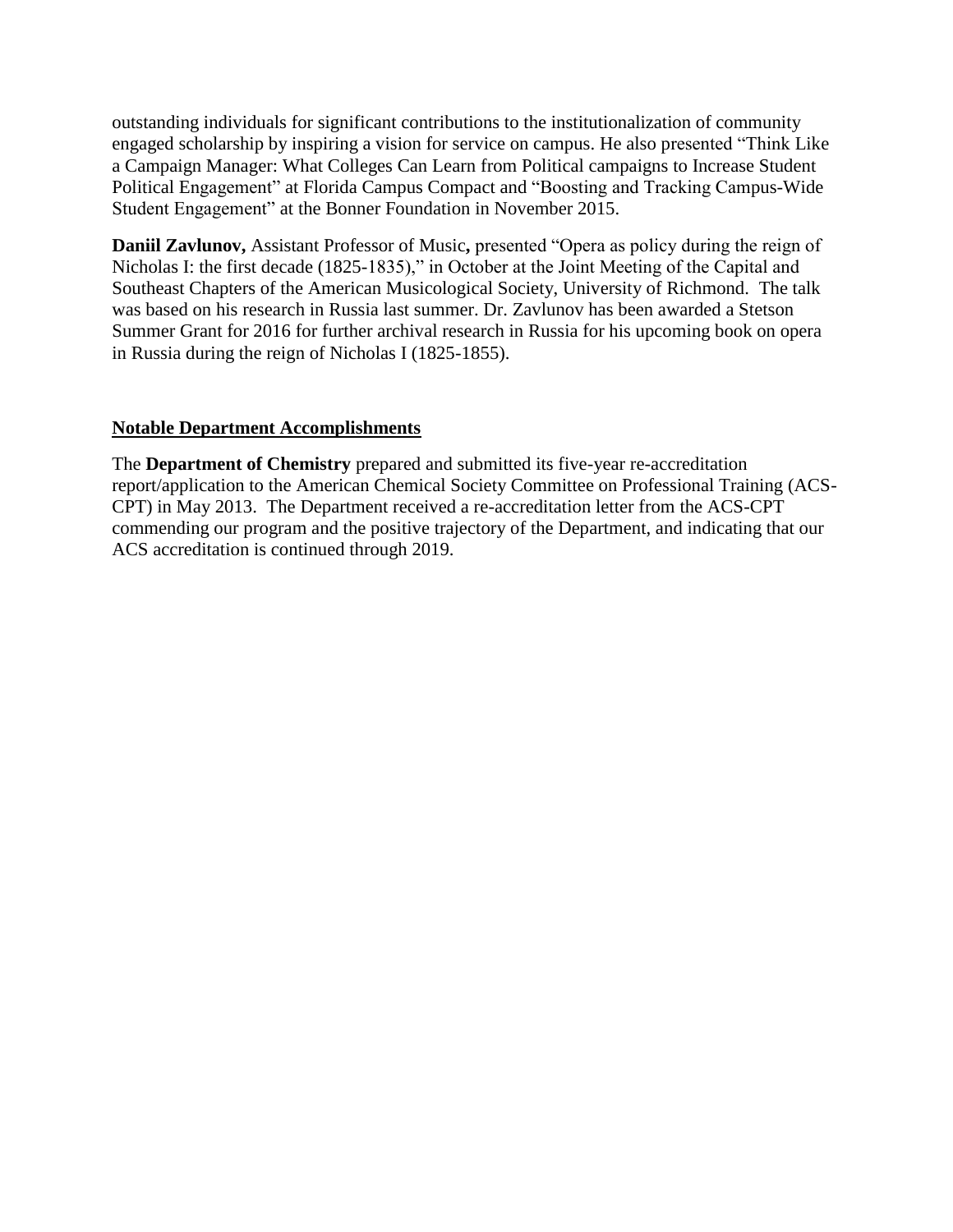outstanding individuals for significant contributions to the institutionalization of community engaged scholarship by inspiring a vision for service on campus. He also presented "Think Like a Campaign Manager: What Colleges Can Learn from Political campaigns to Increase Student Political Engagement" at Florida Campus Compact and "Boosting and Tracking Campus-Wide Student Engagement" at the Bonner Foundation in November 2015.

**Daniil Zavlunov,** Assistant Professor of Music**,** presented "Opera as policy during the reign of Nicholas I: the first decade (1825-1835)," in October at the Joint Meeting of the Capital and Southeast Chapters of the American Musicological Society, University of Richmond. The talk was based on his research in Russia last summer. Dr. Zavlunov has been awarded a Stetson Summer Grant for 2016 for further archival research in Russia for his upcoming book on opera in Russia during the reign of Nicholas I (1825-1855).

## Notable Department Accomplishments

The **Department of Chemistry** prepared and submitted its five-year re-accreditation report/application to the American Chemical Society Committee on Professional Training (ACS-CPT) in May 2013. The Department received a re-accreditation letter from the ACS-CPT commending our program and the positive trajectory of the Department, and indicating that our ACS accreditation is continued through 2019.